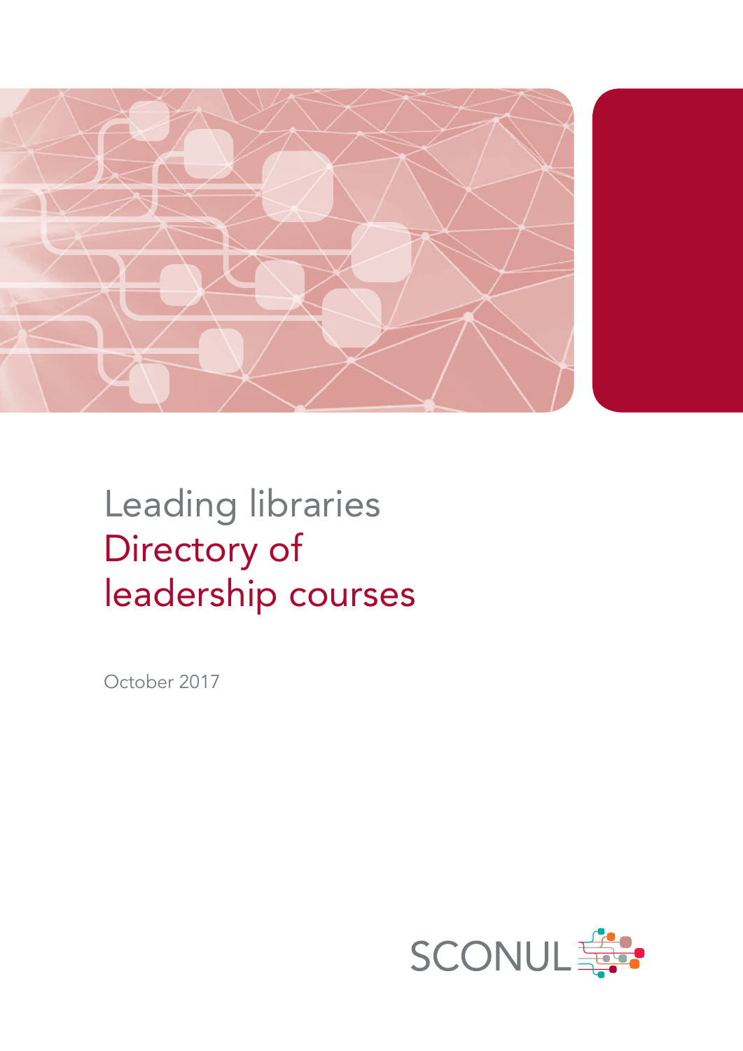# Leading libraries
# Directory of leadership courses

October 2017

SCONUL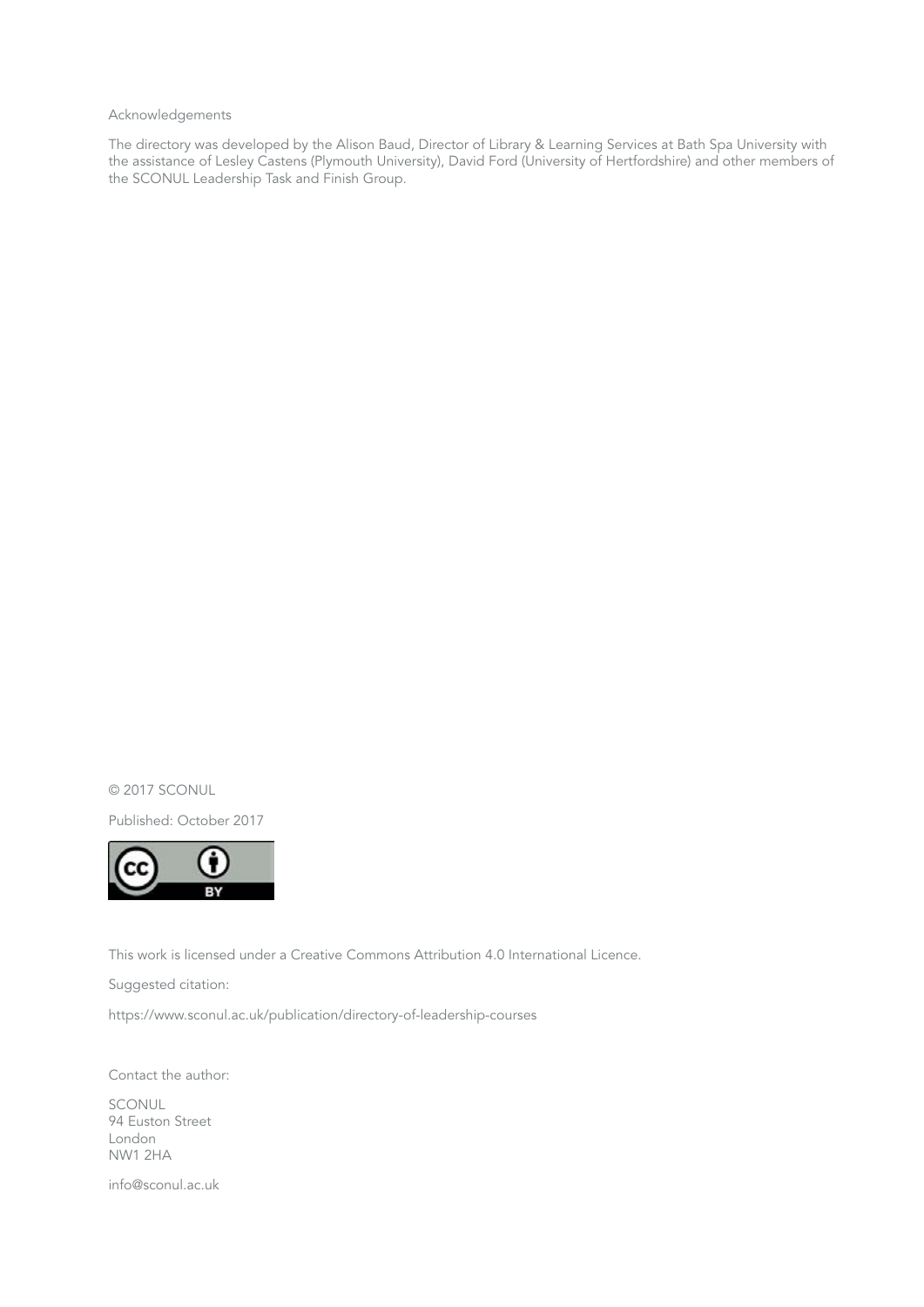Acknowledgements

The directory was developed by the Alison Baud, Director of Library & Learning Services at Bath Spa University with the assistance of Lesley Castens (Plymouth University), David Ford (University of Hertfordshire) and other members of the SCONUL Leadership Task and Finish Group.

© 2017 SCONUL

Published: October 2017

This work is licensed under a Creative Commons Attribution 4.0 International Licence.

Suggested citation:

https://www.sconul.ac.uk/publication/directory-of-leadership-courses

Contact the author:

SCONUL  
94 Euston Street  
London  
NW1 2HA

info@sconul.ac.uk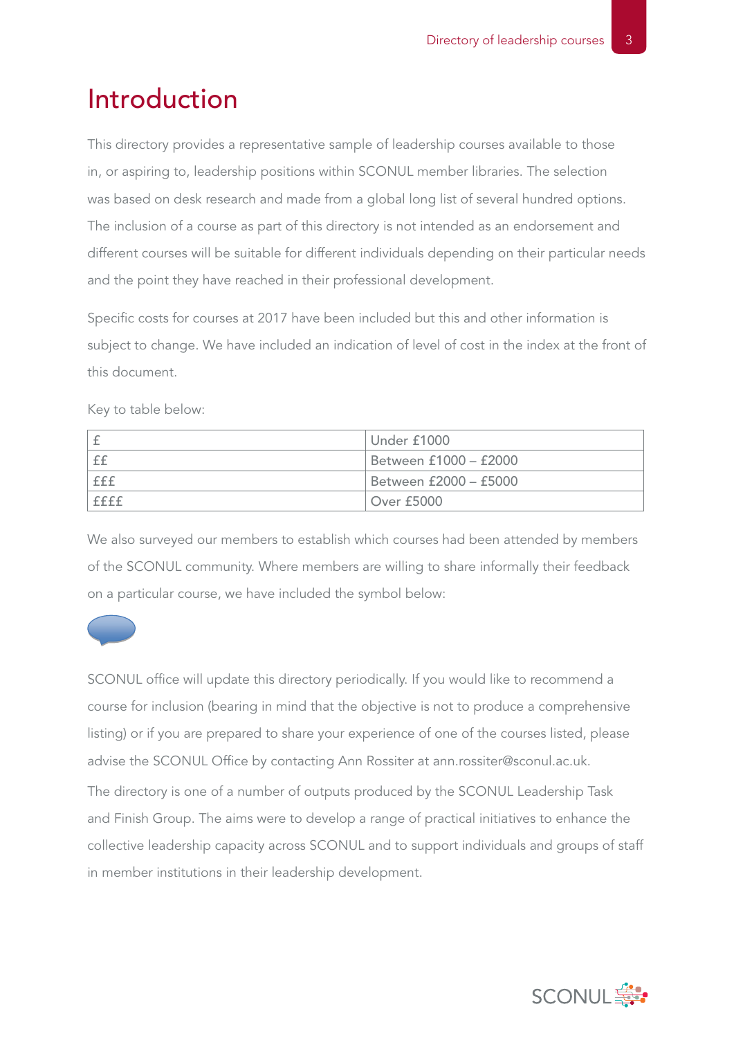# Introduction

This directory provides a representative sample of leadership courses available to those in, or aspiring to, leadership positions within SCONUL member libraries. The selection was based on desk research and made from a global long list of several hundred options. The inclusion of a course as part of this directory is not intended as an endorsement and different courses will be suitable for different individuals depending on their particular needs and the point they have reached in their professional development.

Specific costs for courses at 2017 have been included but this and other information is subject to change. We have included an indication of level of cost in the index at the front of this document.

Key to table below:

| £ | Under £1000 |
|---|---|
| ££ | Between £1000 – £2000 |
| £££ | Between £2000 – £5000 |
| ££££ | Over £5000 |

We also surveyed our members to establish which courses had been attended by members of the SCONUL community. Where members are willing to share informally their feedback on a particular course, we have included the symbol below:

SCONUL office will update this directory periodically. If you would like to recommend a course for inclusion (bearing in mind that the objective is not to produce a comprehensive listing) or if you are prepared to share your experience of one of the courses listed, please advise the SCONUL Office by contacting Ann Rossiter at ann.rossiter@sconul.ac.uk.

The directory is one of a number of outputs produced by the SCONUL Leadership Task and Finish Group. The aims were to develop a range of practical initiatives to enhance the collective leadership capacity across SCONUL and to support individuals and groups of staff in member institutions in their leadership development.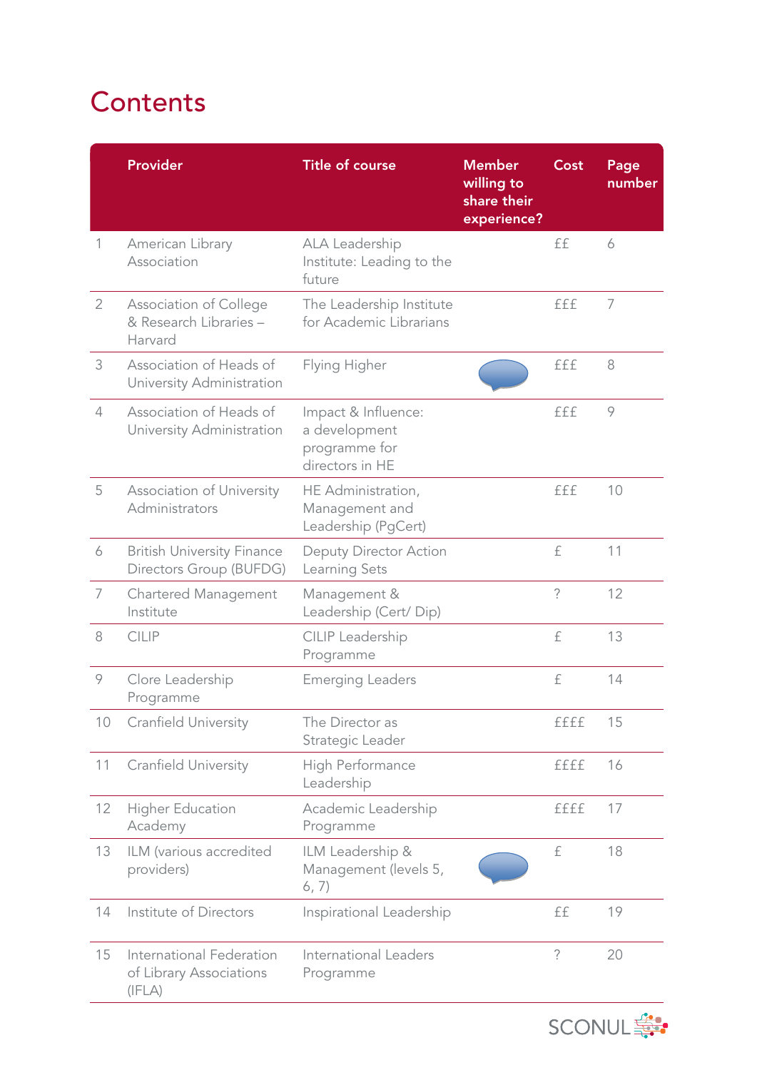# Contents

| | Provider | Title of course | Member willing to share their experience? | Cost | Page number |
|---|---|---|---|---|---|
| 1 | American Library Association | ALA Leadership Institute: Leading to the future | | ££ | 6 |
| 2 | Association of College & Research Libraries – Harvard | The Leadership Institute for Academic Librarians | | £££ | 7 |
| 3 | Association of Heads of University Administration | Flying Higher | | £££ | 8 |
| 4 | Association of Heads of University Administration | Impact & Influence: a development programme for directors in HE | | £££ | 9 |
| 5 | Association of University Administrators | HE Administration, Management and Leadership (PgCert) | | £££ | 10 |
| 6 | British University Finance Directors Group (BUFDG) | Deputy Director Action Learning Sets | | £ | 11 |
| 7 | Chartered Management Institute | Management & Leadership (Cert/ Dip) | | ? | 12 |
| 8 | CILIP | CILIP Leadership Programme | | £ | 13 |
| 9 | Clore Leadership Programme | Emerging Leaders | | £ | 14 |
| 10 | Cranfield University | The Director as Strategic Leader | | ££££ | 15 |
| 11 | Cranfield University | High Performance Leadership | | ££££ | 16 |
| 12 | Higher Education Academy | Academic Leadership Programme | | ££££ | 17 |
| 13 | ILM (various accredited providers) | ILM Leadership & Management (levels 5, 6, 7) | | £ | 18 |
| 14 | Institute of Directors | Inspirational Leadership | | ££ | 19 |
| 15 | International Federation of Library Associations (IFLA) | International Leaders Programme | | ? | 20 |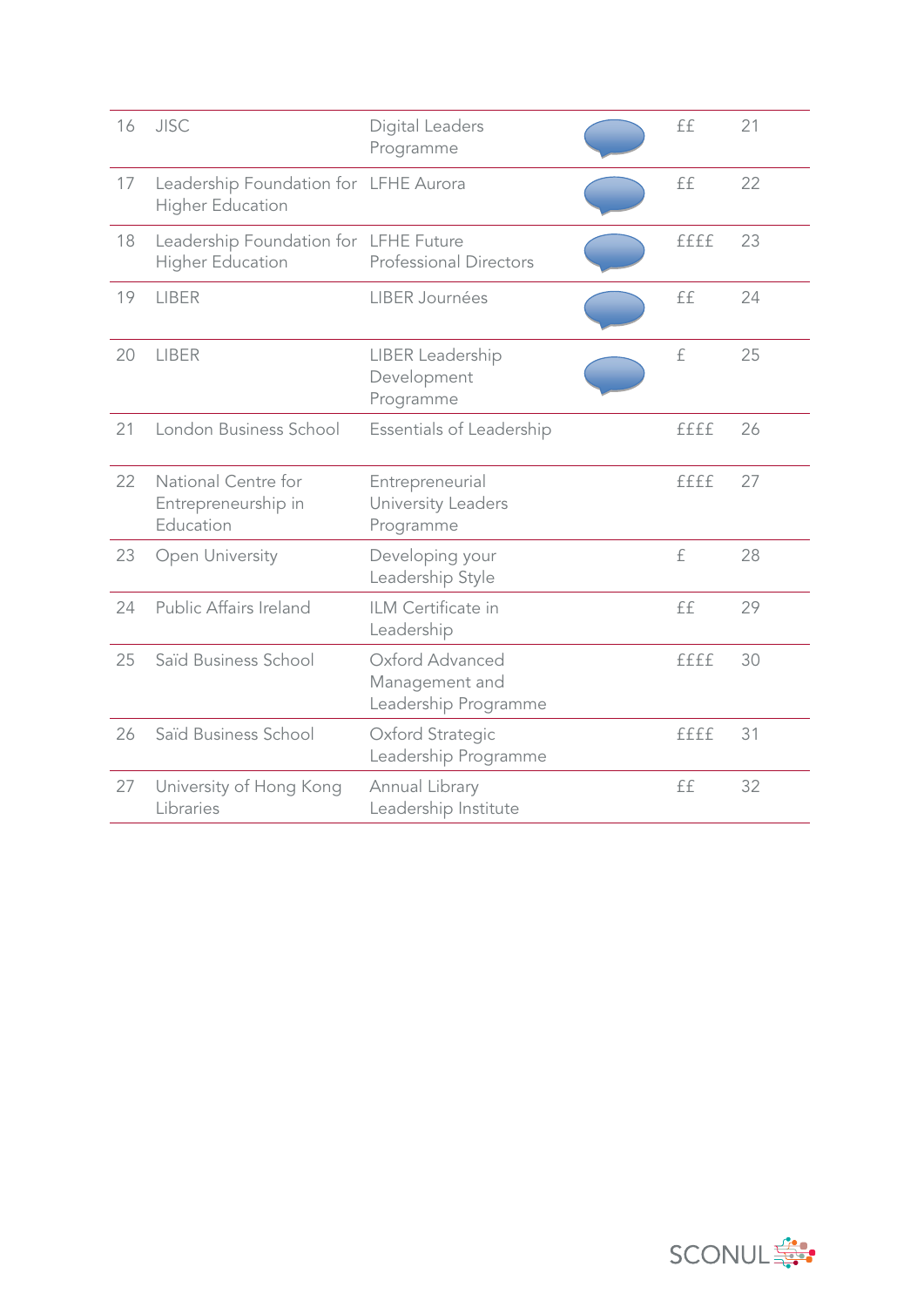| 16 | JISC | Digital Leaders Programme | | ££ | 21 |
|---|---|---|---|---|---|
| 17 | Leadership Foundation for Higher Education | LFHE Aurora | | ££ | 22 |
| 18 | Leadership Foundation for Higher Education | LFHE Future Professional Directors | | ££££ | 23 |
| 19 | LIBER | LIBER Journées | | ££ | 24 |
| 20 | LIBER | LIBER Leadership Development Programme | | £ | 25 |
| 21 | London Business School | Essentials of Leadership | | ££££ | 26 |
| 22 | National Centre for Entrepreneurship in Education | Entrepreneurial University Leaders Programme | | ££££ | 27 |
| 23 | Open University | Developing your Leadership Style | | £ | 28 |
| 24 | Public Affairs Ireland | ILM Certificate in Leadership | | ££ | 29 |
| 25 | Saïd Business School | Oxford Advanced Management and Leadership Programme | | ££££ | 30 |
| 26 | Saïd Business School | Oxford Strategic Leadership Programme | | ££££ | 31 |
| 27 | University of Hong Kong Libraries | Annual Library Leadership Institute | | ££ | 32 |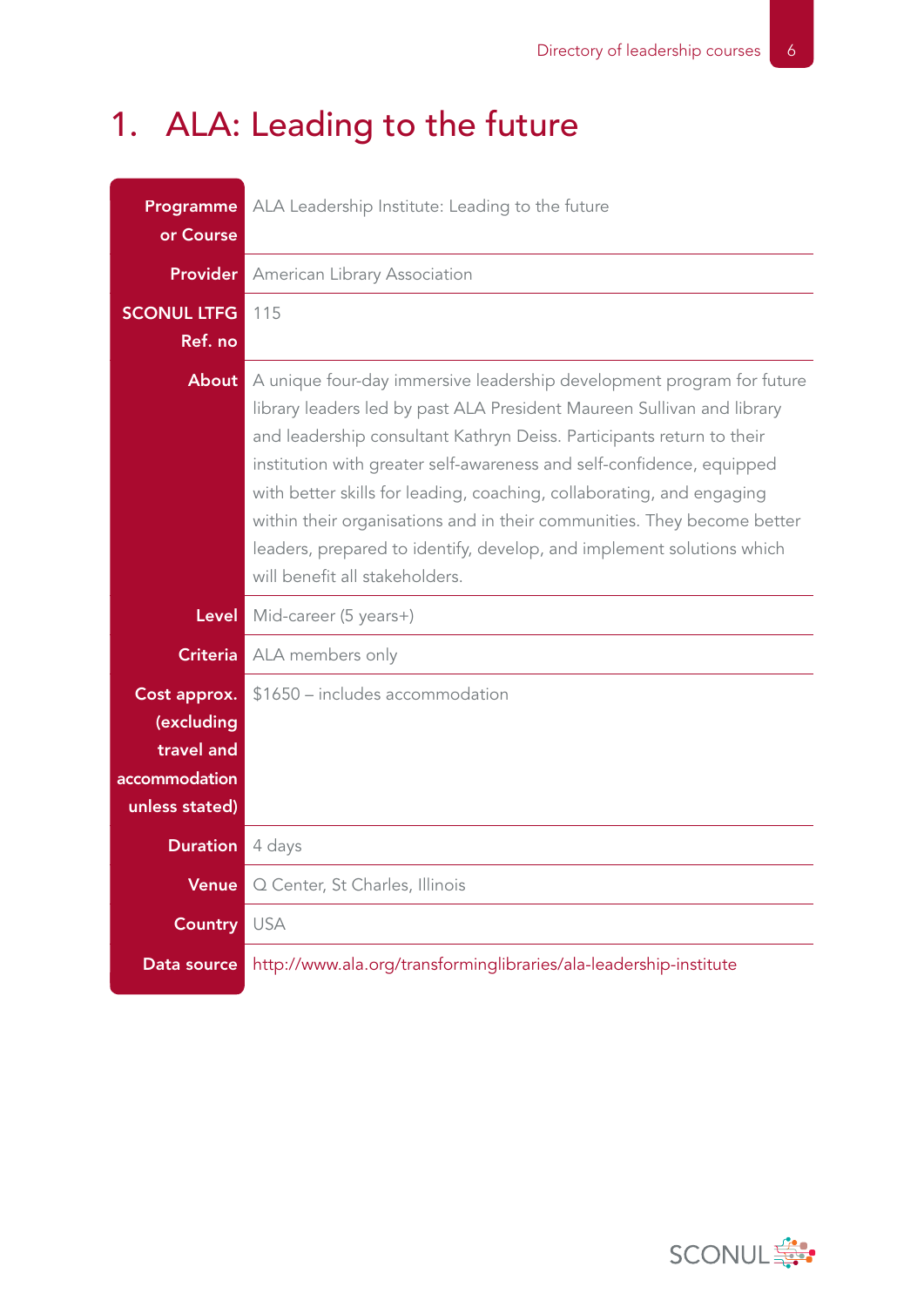# 1. ALA: Leading to the future

| | |
|---|---|
| **Programme or Course** | ALA Leadership Institute: Leading to the future |
| **Provider** | American Library Association |
| **SCONUL LTFG Ref. no** | 115 |
| **About** | A unique four-day immersive leadership development program for future library leaders led by past ALA President Maureen Sullivan and library and leadership consultant Kathryn Deiss. Participants return to their institution with greater self-awareness and self-confidence, equipped with better skills for leading, coaching, collaborating, and engaging within their organisations and in their communities. They become better leaders, prepared to identify, develop, and implement solutions which will benefit all stakeholders. |
| **Level** | Mid-career (5 years+) |
| **Criteria** | ALA members only |
| **Cost approx. (excluding travel and accommodation unless stated)** | $1650 – includes accommodation |
| **Duration** | 4 days |
| **Venue** | Q Center, St Charles, Illinois |
| **Country** | USA |
| **Data source** | http://www.ala.org/transforminglibraries/ala-leadership-institute |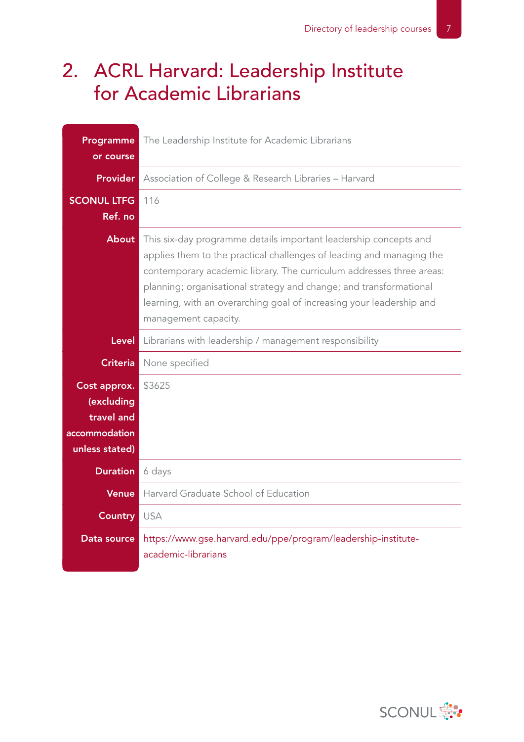# 2. ACRL Harvard: Leadership Institute for Academic Librarians

| | |
|---|---|
| **Programme or course** | The Leadership Institute for Academic Librarians |
| **Provider** | Association of College & Research Libraries – Harvard |
| **SCONUL LTFG Ref. no** | 116 |
| **About** | This six-day programme details important leadership concepts and applies them to the practical challenges of leading and managing the contemporary academic library. The curriculum addresses three areas: planning; organisational strategy and change; and transformational learning, with an overarching goal of increasing your leadership and management capacity. |
| **Level** | Librarians with leadership / management responsibility |
| **Criteria** | None specified |
| **Cost approx. (excluding travel and accommodation unless stated)** | $3625 |
| **Duration** | 6 days |
| **Venue** | Harvard Graduate School of Education |
| **Country** | USA |
| **Data source** | https://www.gse.harvard.edu/ppe/program/leadership-institute-academic-librarians |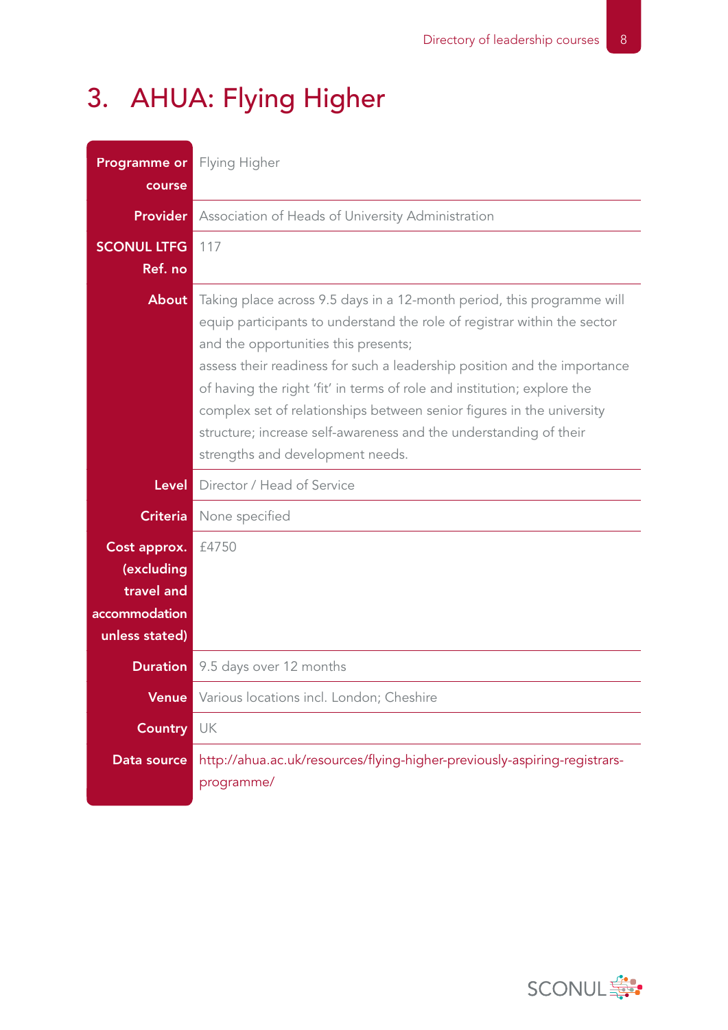# 3. AHUA: Flying Higher

| | |
|---|---|
| **Programme or course** | Flying Higher |
| **Provider** | Association of Heads of University Administration |
| **SCONUL LTFG Ref. no** | 117 |
| **About** | Taking place across 9.5 days in a 12-month period, this programme will equip participants to understand the role of registrar within the sector and the opportunities this presents; assess their readiness for such a leadership position and the importance of having the right 'fit' in terms of role and institution; explore the complex set of relationships between senior figures in the university structure; increase self-awareness and the understanding of their strengths and development needs. |
| **Level** | Director / Head of Service |
| **Criteria** | None specified |
| **Cost approx. (excluding travel and accommodation unless stated)** | £4750 |
| **Duration** | 9.5 days over 12 months |
| **Venue** | Various locations incl. London; Cheshire |
| **Country** | UK |
| **Data source** | http://ahua.ac.uk/resources/flying-higher-previously-aspiring-registrars-programme/ |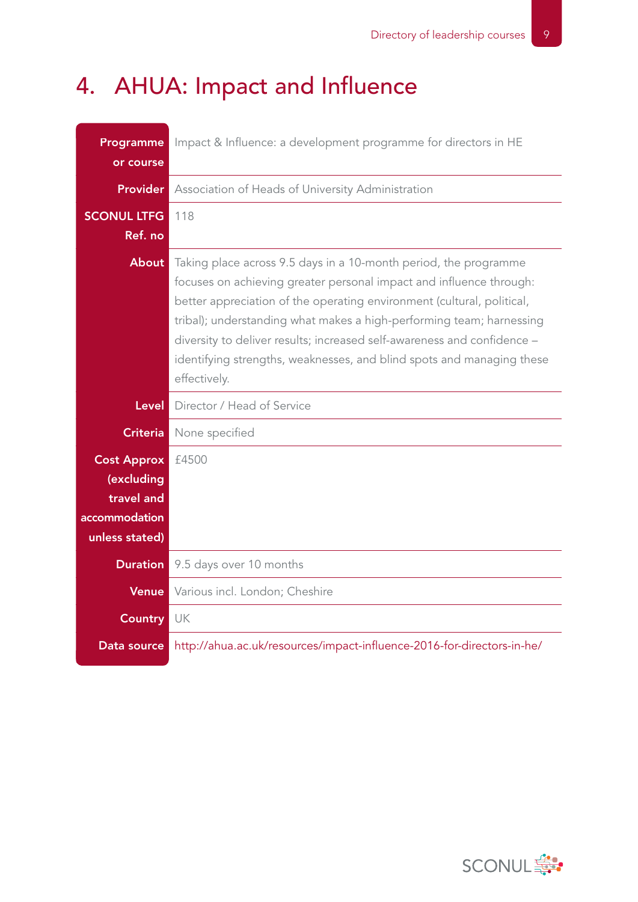# 4. AHUA: Impact and Influence

| | |
|---|---|
| **Programme or course** | Impact & Influence: a development programme for directors in HE |
| **Provider** | Association of Heads of University Administration |
| **SCONUL LTFG Ref. no** | 118 |
| **About** | Taking place across 9.5 days in a 10-month period, the programme focuses on achieving greater personal impact and influence through: better appreciation of the operating environment (cultural, political, tribal); understanding what makes a high-performing team; harnessing diversity to deliver results; increased self-awareness and confidence – identifying strengths, weaknesses, and blind spots and managing these effectively. |
| **Level** | Director / Head of Service |
| **Criteria** | None specified |
| **Cost Approx (excluding travel and accommodation unless stated)** | £4500 |
| **Duration** | 9.5 days over 10 months |
| **Venue** | Various incl. London; Cheshire |
| **Country** | UK |
| **Data source** | http://ahua.ac.uk/resources/impact-influence-2016-for-directors-in-he/ |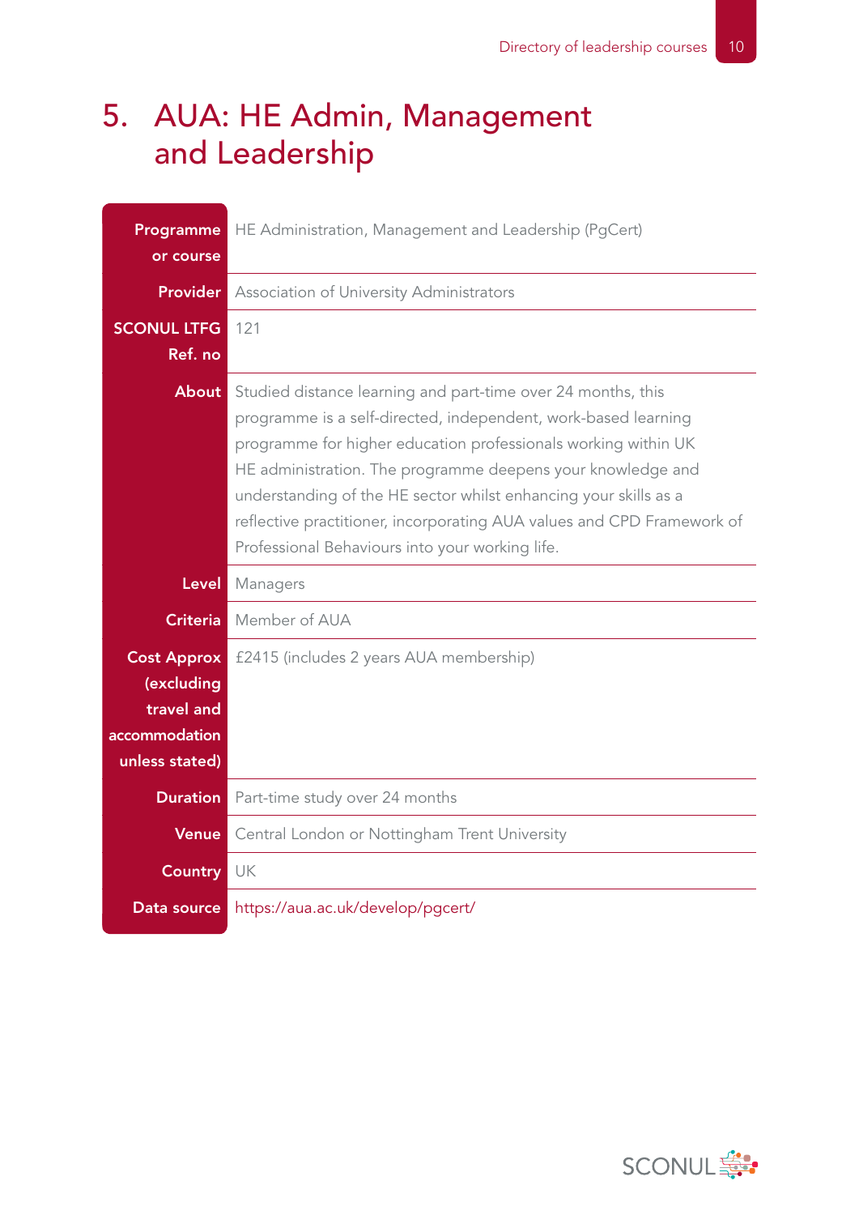# 5. AUA: HE Admin, Management and Leadership

| | |
|---|---|
| **Programme or course** | HE Administration, Management and Leadership (PgCert) |
| **Provider** | Association of University Administrators |
| **SCONUL LTFG Ref. no** | 121 |
| **About** | Studied distance learning and part-time over 24 months, this programme is a self-directed, independent, work-based learning programme for higher education professionals working within UK HE administration. The programme deepens your knowledge and understanding of the HE sector whilst enhancing your skills as a reflective practitioner, incorporating AUA values and CPD Framework of Professional Behaviours into your working life. |
| **Level** | Managers |
| **Criteria** | Member of AUA |
| **Cost Approx (excluding travel and accommodation unless stated)** | £2415 (includes 2 years AUA membership) |
| **Duration** | Part-time study over 24 months |
| **Venue** | Central London or Nottingham Trent University |
| **Country** | UK |
| **Data source** | https://aua.ac.uk/develop/pgcert/ |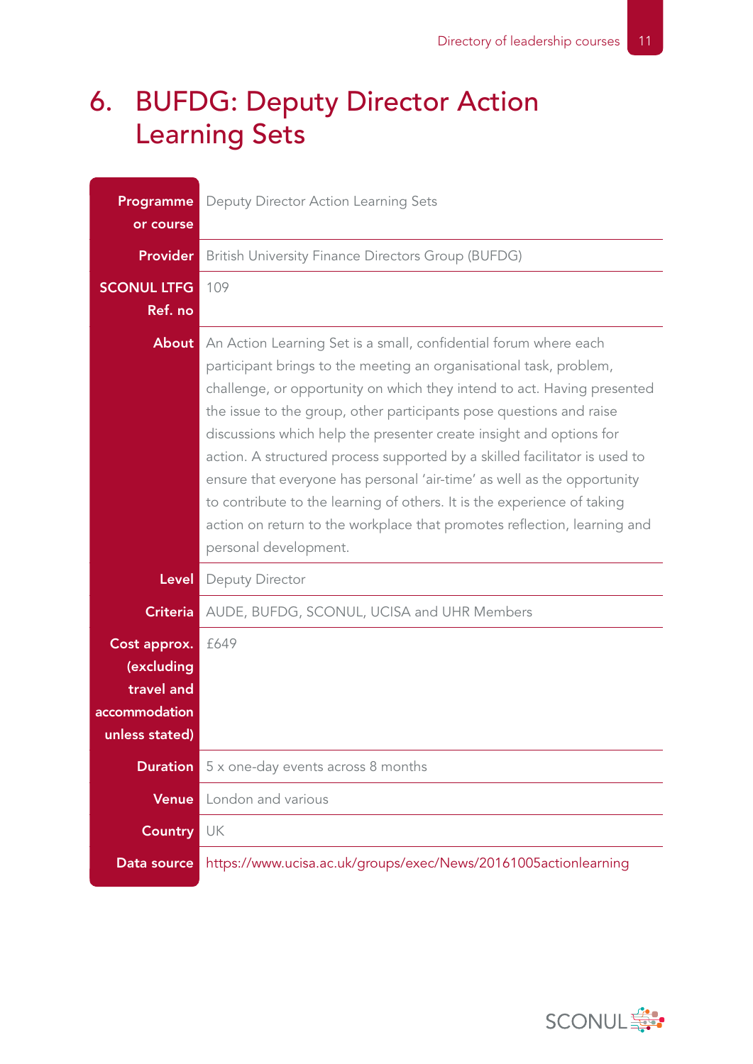# 6. BUFDG: Deputy Director Action Learning Sets

| | |
|---|---|
| **Programme or course** | Deputy Director Action Learning Sets |
| **Provider** | British University Finance Directors Group (BUFDG) |
| **SCONUL LTFG Ref. no** | 109 |
| **About** | An Action Learning Set is a small, confidential forum where each participant brings to the meeting an organisational task, problem, challenge, or opportunity on which they intend to act. Having presented the issue to the group, other participants pose questions and raise discussions which help the presenter create insight and options for action. A structured process supported by a skilled facilitator is used to ensure that everyone has personal 'air-time' as well as the opportunity to contribute to the learning of others. It is the experience of taking action on return to the workplace that promotes reflection, learning and personal development. |
| **Level** | Deputy Director |
| **Criteria** | AUDE, BUFDG, SCONUL, UCISA and UHR Members |
| **Cost approx. (excluding travel and accommodation unless stated)** | £649 |
| **Duration** | 5 x one-day events across 8 months |
| **Venue** | London and various |
| **Country** | UK |
| **Data source** | https://www.ucisa.ac.uk/groups/exec/News/20161005actionlearning |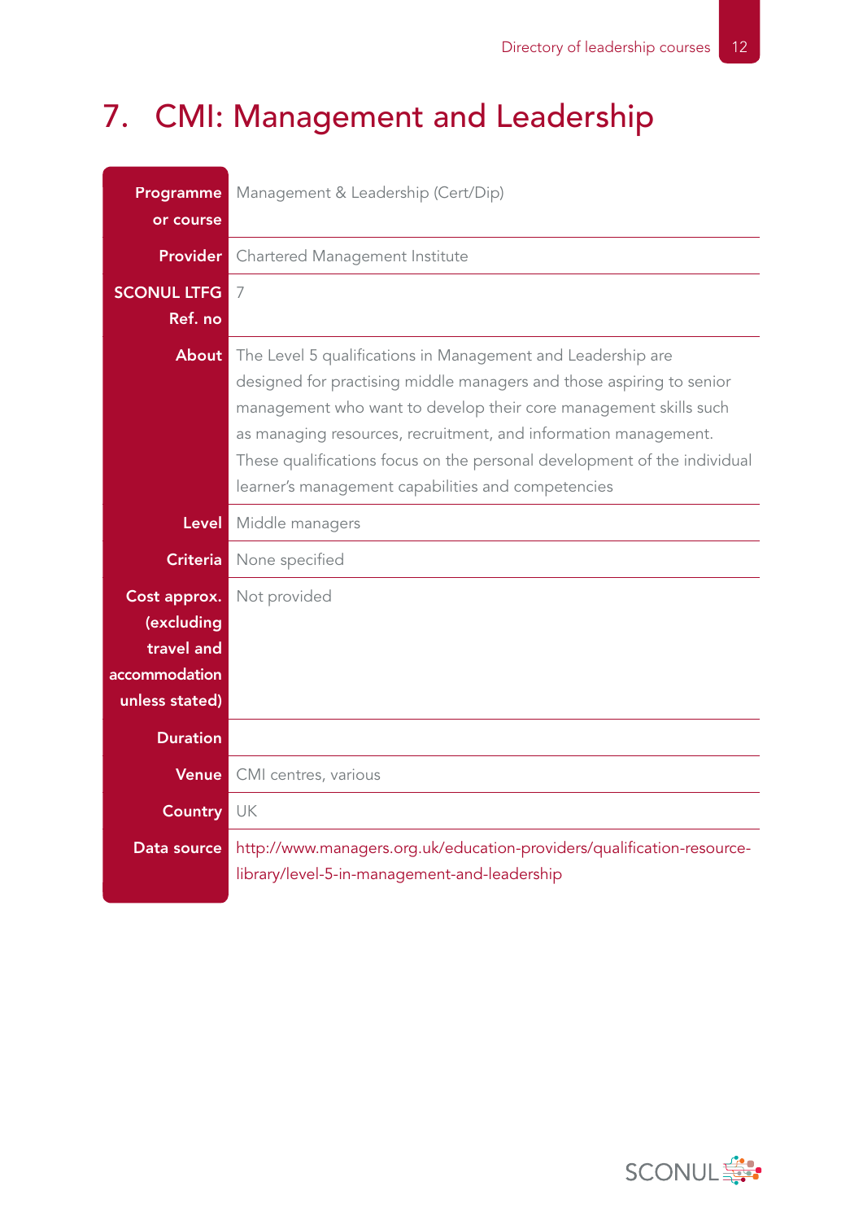# 7. CMI: Management and Leadership

| | |
|---|---|
| **Programme or course** | Management & Leadership (Cert/Dip) |
| **Provider** | Chartered Management Institute |
| **SCONUL LTFG Ref. no** | 7 |
| **About** | The Level 5 qualifications in Management and Leadership are designed for practising middle managers and those aspiring to senior management who want to develop their core management skills such as managing resources, recruitment, and information management. These qualifications focus on the personal development of the individual learner's management capabilities and competencies |
| **Level** | Middle managers |
| **Criteria** | None specified |
| **Cost approx. (excluding travel and accommodation unless stated)** | Not provided |
| **Duration** | |
| **Venue** | CMI centres, various |
| **Country** | UK |
| **Data source** | http://www.managers.org.uk/education-providers/qualification-resource-library/level-5-in-management-and-leadership |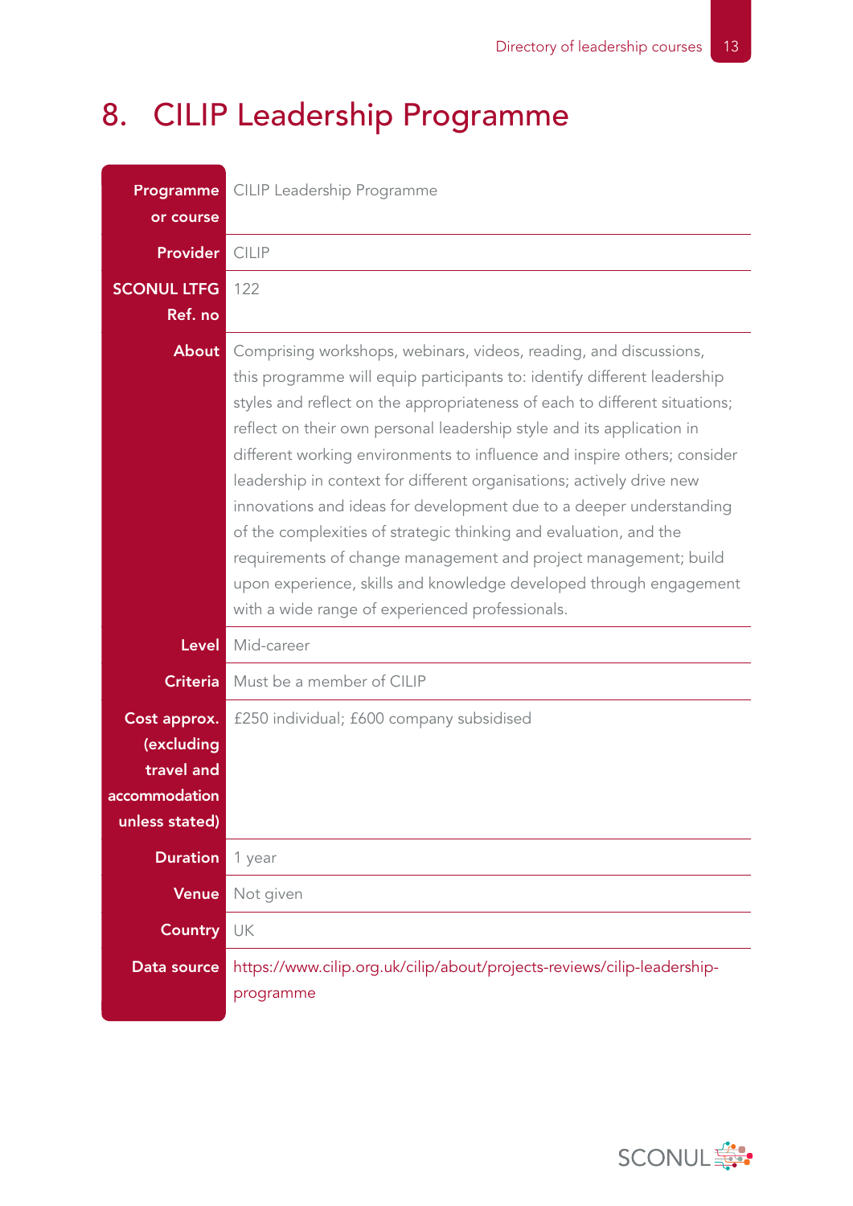# 8. CILIP Leadership Programme

| | |
|---|---|
| **Programme or course** | CILIP Leadership Programme |
| **Provider** | CILIP |
| **SCONUL LTFG Ref. no** | 122 |
| **About** | Comprising workshops, webinars, videos, reading, and discussions, this programme will equip participants to: identify different leadership styles and reflect on the appropriateness of each to different situations; reflect on their own personal leadership style and its application in different working environments to influence and inspire others; consider leadership in context for different organisations; actively drive new innovations and ideas for development due to a deeper understanding of the complexities of strategic thinking and evaluation, and the requirements of change management and project management; build upon experience, skills and knowledge developed through engagement with a wide range of experienced professionals. |
| **Level** | Mid-career |
| **Criteria** | Must be a member of CILIP |
| **Cost approx. (excluding travel and accommodation unless stated)** | £250 individual; £600 company subsidised |
| **Duration** | 1 year |
| **Venue** | Not given |
| **Country** | UK |
| **Data source** | https://www.cilip.org.uk/cilip/about/projects-reviews/cilip-leadership-programme |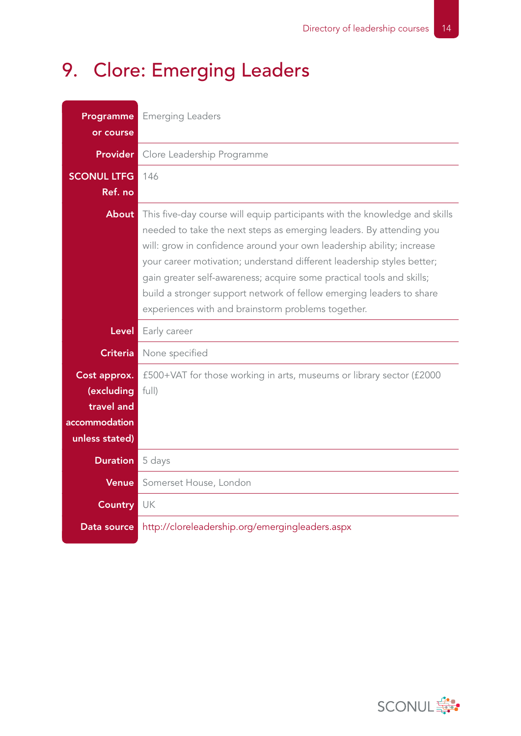# 9. Clore: Emerging Leaders

| | |
|---|---|
| **Programme or course** | Emerging Leaders |
| **Provider** | Clore Leadership Programme |
| **SCONUL LTFG Ref. no** | 146 |
| **About** | This five-day course will equip participants with the knowledge and skills needed to take the next steps as emerging leaders. By attending you will: grow in confidence around your own leadership ability; increase your career motivation; understand different leadership styles better; gain greater self-awareness; acquire some practical tools and skills; build a stronger support network of fellow emerging leaders to share experiences with and brainstorm problems together. |
| **Level** | Early career |
| **Criteria** | None specified |
| **Cost approx. (excluding travel and accommodation unless stated)** | £500+VAT for those working in arts, museums or library sector (£2000 full) |
| **Duration** | 5 days |
| **Venue** | Somerset House, London |
| **Country** | UK |
| **Data source** | http://cloreleadership.org/emergingleaders.aspx |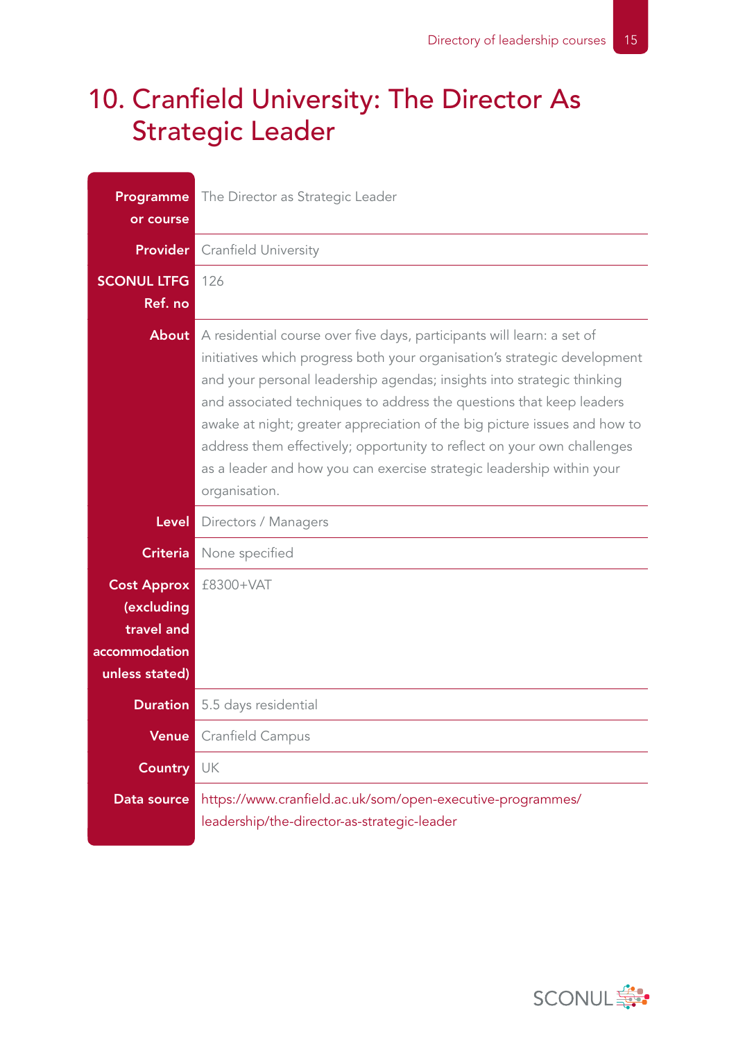# 10. Cranfield University: The Director As Strategic Leader

| | |
|---|---|
| **Programme or course** | The Director as Strategic Leader |
| **Provider** | Cranfield University |
| **SCONUL LTFG Ref. no** | 126 |
| **About** | A residential course over five days, participants will learn: a set of initiatives which progress both your organisation's strategic development and your personal leadership agendas; insights into strategic thinking and associated techniques to address the questions that keep leaders awake at night; greater appreciation of the big picture issues and how to address them effectively; opportunity to reflect on your own challenges as a leader and how you can exercise strategic leadership within your organisation. |
| **Level** | Directors / Managers |
| **Criteria** | None specified |
| **Cost Approx (excluding travel and accommodation unless stated)** | £8300+VAT |
| **Duration** | 5.5 days residential |
| **Venue** | Cranfield Campus |
| **Country** | UK |
| **Data source** | https://www.cranfield.ac.uk/som/open-executive-programmes/leadership/the-director-as-strategic-leader |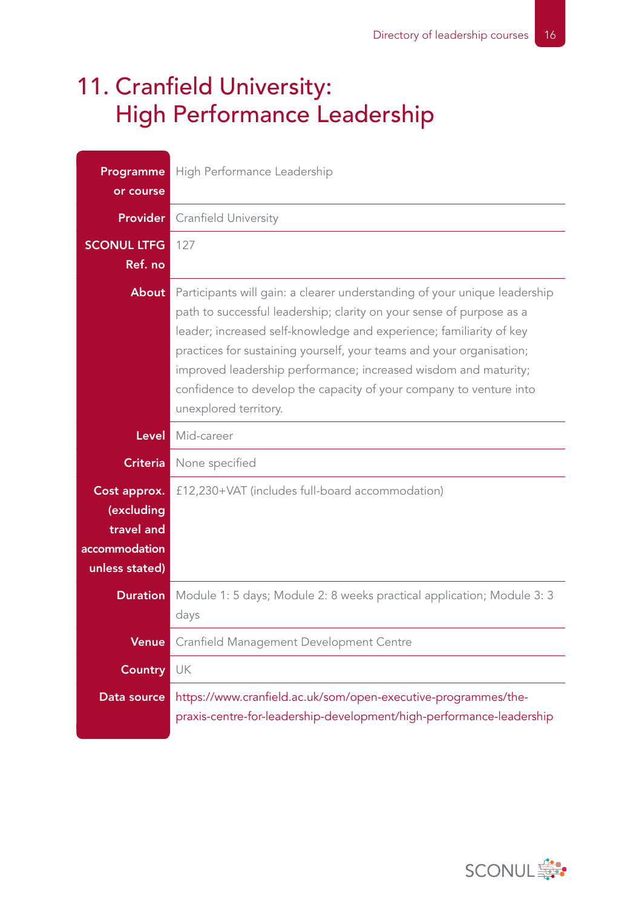# 11. Cranfield University: High Performance Leadership

| | |
|---|---|
| **Programme or course** | High Performance Leadership |
| **Provider** | Cranfield University |
| **SCONUL LTFG Ref. no** | 127 |
| **About** | Participants will gain: a clearer understanding of your unique leadership path to successful leadership; clarity on your sense of purpose as a leader; increased self-knowledge and experience; familiarity of key practices for sustaining yourself, your teams and your organisation; improved leadership performance; increased wisdom and maturity; confidence to develop the capacity of your company to venture into unexplored territory. |
| **Level** | Mid-career |
| **Criteria** | None specified |
| **Cost approx. (excluding travel and accommodation unless stated)** | £12,230+VAT (includes full-board accommodation) |
| **Duration** | Module 1: 5 days; Module 2: 8 weeks practical application; Module 3: 3 days |
| **Venue** | Cranfield Management Development Centre |
| **Country** | UK |
| **Data source** | https://www.cranfield.ac.uk/som/open-executive-programmes/the-praxis-centre-for-leadership-development/high-performance-leadership |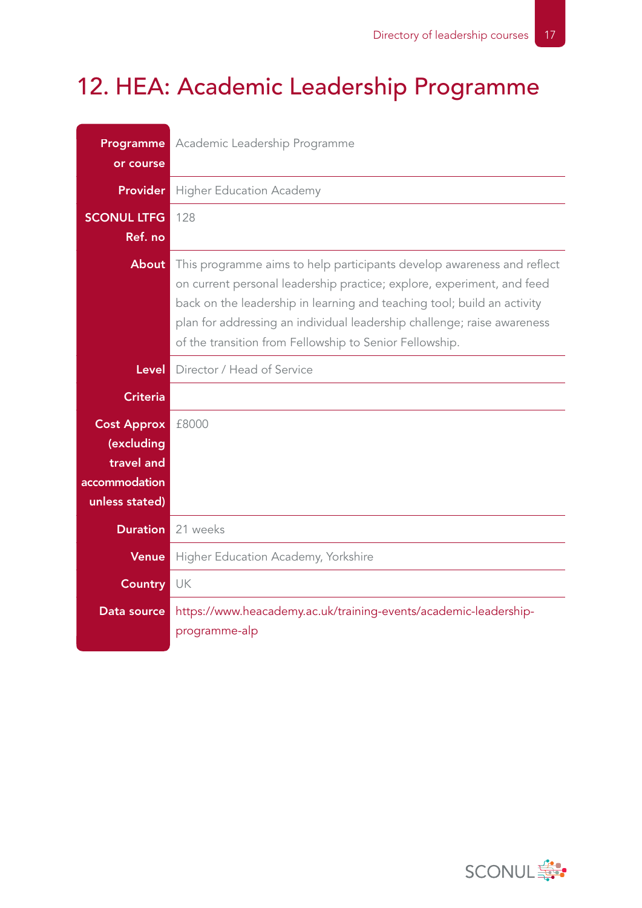# 12. HEA: Academic Leadership Programme

| | |
|---|---|
| **Programme or course** | Academic Leadership Programme |
| **Provider** | Higher Education Academy |
| **SCONUL LTFG Ref. no** | 128 |
| **About** | This programme aims to help participants develop awareness and reflect on current personal leadership practice; explore, experiment, and feed back on the leadership in learning and teaching tool; build an activity plan for addressing an individual leadership challenge; raise awareness of the transition from Fellowship to Senior Fellowship. |
| **Level** | Director / Head of Service |
| **Criteria** | |
| **Cost Approx (excluding travel and accommodation unless stated)** | £8000 |
| **Duration** | 21 weeks |
| **Venue** | Higher Education Academy, Yorkshire |
| **Country** | UK |
| **Data source** | https://www.heacademy.ac.uk/training-events/academic-leadership-programme-alp |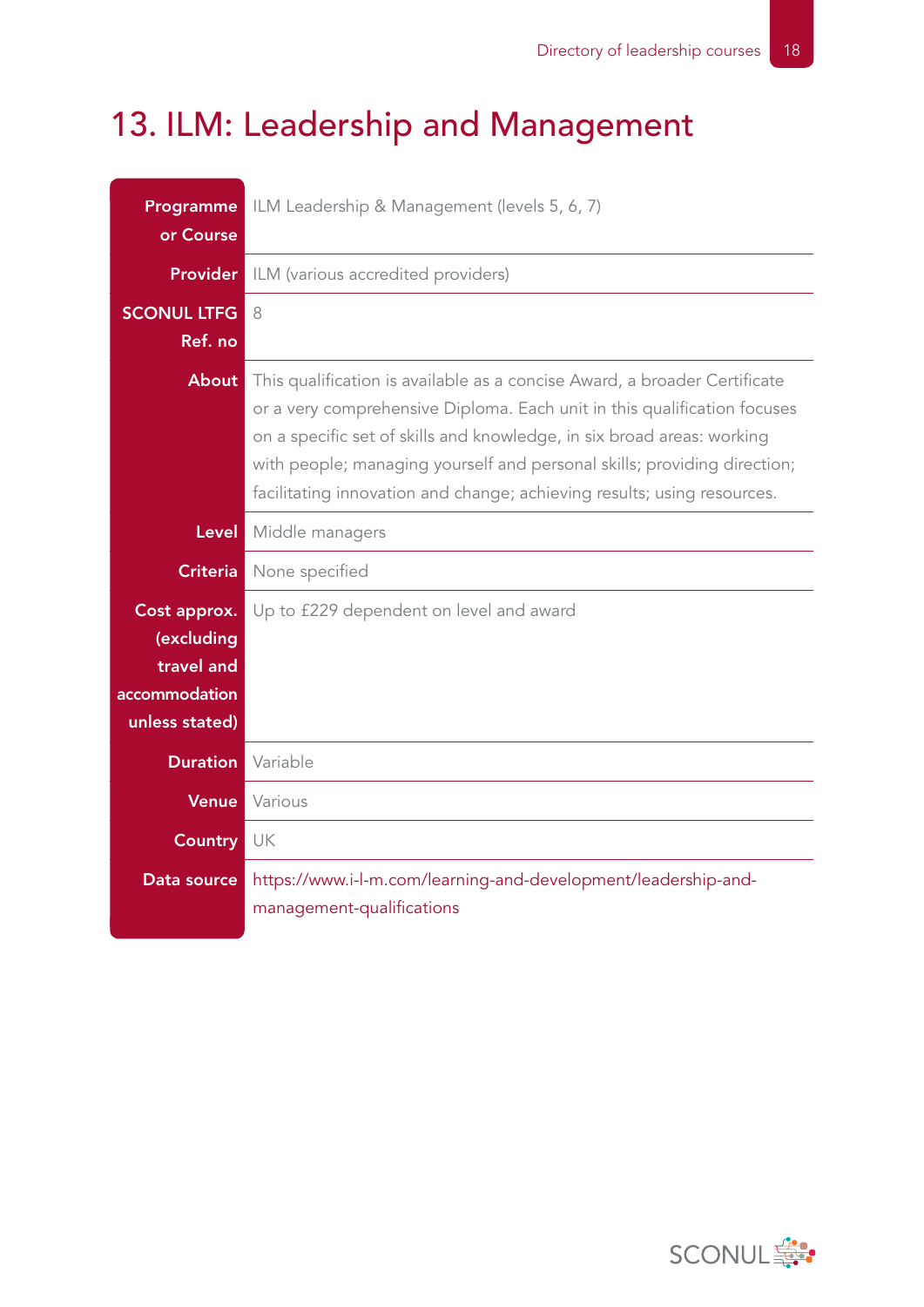# 13. ILM: Leadership and Management

| | |
|---|---|
| **Programme or Course** | ILM Leadership & Management (levels 5, 6, 7) |
| **Provider** | ILM (various accredited providers) |
| **SCONUL LTFG Ref. no** | 8 |
| **About** | This qualification is available as a concise Award, a broader Certificate or a very comprehensive Diploma. Each unit in this qualification focuses on a specific set of skills and knowledge, in six broad areas: working with people; managing yourself and personal skills; providing direction; facilitating innovation and change; achieving results; using resources. |
| **Level** | Middle managers |
| **Criteria** | None specified |
| **Cost approx. (excluding travel and accommodation unless stated)** | Up to £229 dependent on level and award |
| **Duration** | Variable |
| **Venue** | Various |
| **Country** | UK |
| **Data source** | https://www.i-l-m.com/learning-and-development/leadership-and-management-qualifications |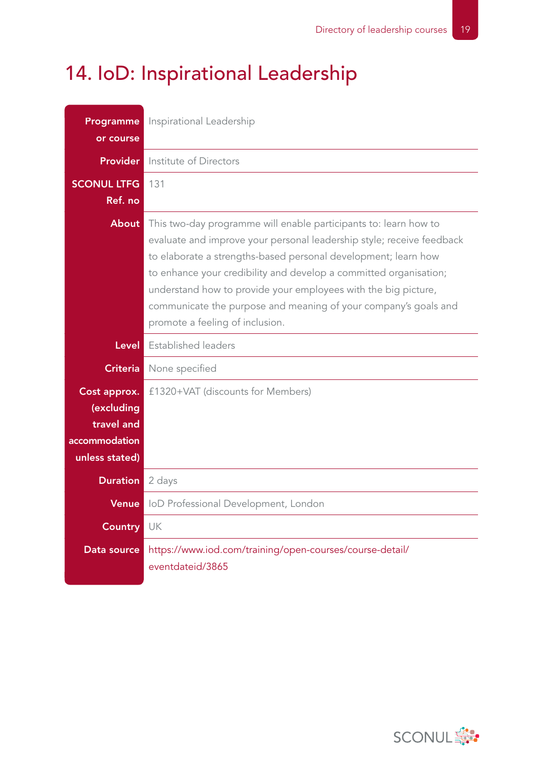# 14. IoD: Inspirational Leadership

| | |
|---|---|
| **Programme or course** | Inspirational Leadership |
| **Provider** | Institute of Directors |
| **SCONUL LTFG Ref. no** | 131 |
| **About** | This two-day programme will enable participants to: learn how to evaluate and improve your personal leadership style; receive feedback to elaborate a strengths-based personal development; learn how to enhance your credibility and develop a committed organisation; understand how to provide your employees with the big picture, communicate the purpose and meaning of your company's goals and promote a feeling of inclusion. |
| **Level** | Established leaders |
| **Criteria** | None specified |
| **Cost approx. (excluding travel and accommodation unless stated)** | £1320+VAT (discounts for Members) |
| **Duration** | 2 days |
| **Venue** | IoD Professional Development, London |
| **Country** | UK |
| **Data source** | https://www.iod.com/training/open-courses/course-detail/eventdateid/3865 |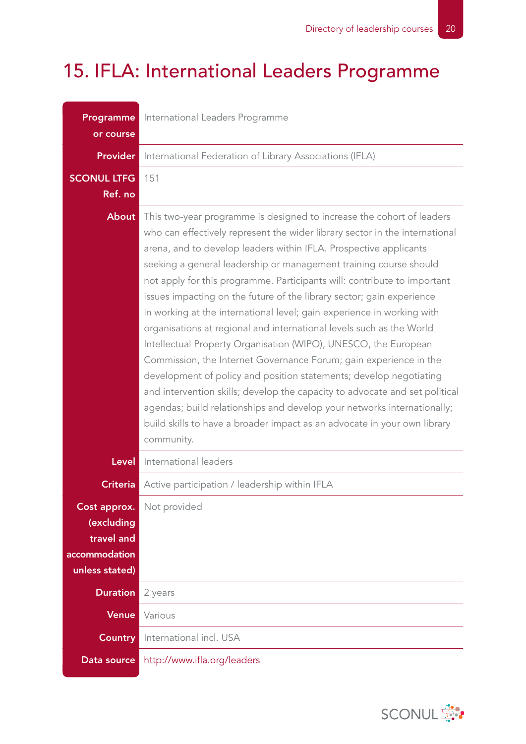# 15. IFLA: International Leaders Programme

| | |
|---|---|
| **Programme or course** | International Leaders Programme |
| **Provider** | International Federation of Library Associations (IFLA) |
| **SCONUL LTFG Ref. no** | 151 |
| **About** | This two-year programme is designed to increase the cohort of leaders who can effectively represent the wider library sector in the international arena, and to develop leaders within IFLA. Prospective applicants seeking a general leadership or management training course should not apply for this programme. Participants will: contribute to important issues impacting on the future of the library sector; gain experience in working at the international level; gain experience in working with organisations at regional and international levels such as the World Intellectual Property Organisation (WIPO), UNESCO, the European Commission, the Internet Governance Forum; gain experience in the development of policy and position statements; develop negotiating and intervention skills; develop the capacity to advocate and set political agendas; build relationships and develop your networks internationally; build skills to have a broader impact as an advocate in your own library community. |
| **Level** | International leaders |
| **Criteria** | Active participation / leadership within IFLA |
| **Cost approx. (excluding travel and accommodation unless stated)** | Not provided |
| **Duration** | 2 years |
| **Venue** | Various |
| **Country** | International incl. USA |
| **Data source** | http://www.ifla.org/leaders |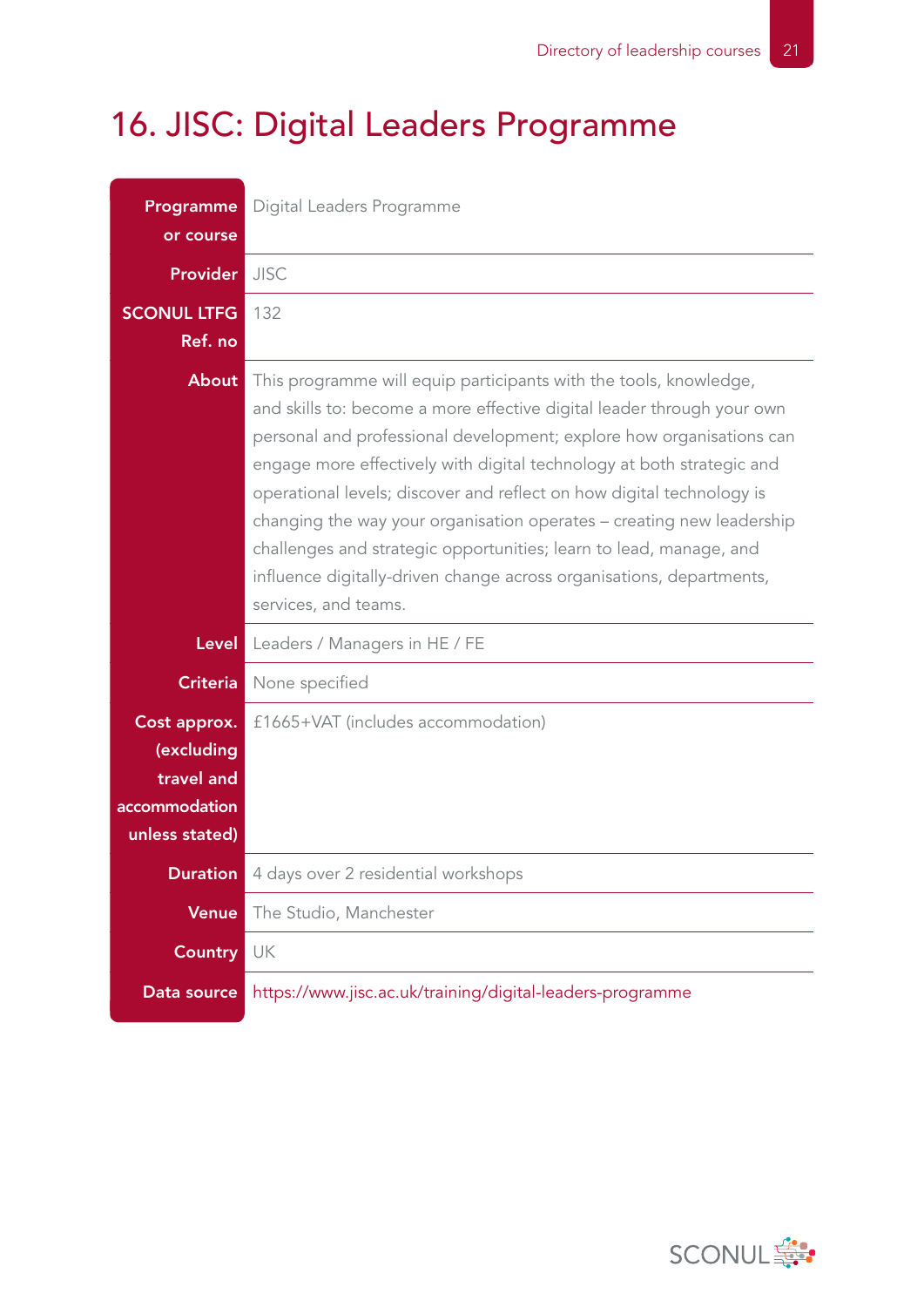# 16. JISC: Digital Leaders Programme

| | |
|---|---|
| **Programme or course** | Digital Leaders Programme |
| **Provider** | JISC |
| **SCONUL LTFG Ref. no** | 132 |
| **About** | This programme will equip participants with the tools, knowledge, and skills to: become a more effective digital leader through your own personal and professional development; explore how organisations can engage more effectively with digital technology at both strategic and operational levels; discover and reflect on how digital technology is changing the way your organisation operates – creating new leadership challenges and strategic opportunities; learn to lead, manage, and influence digitally-driven change across organisations, departments, services, and teams. |
| **Level** | Leaders / Managers in HE / FE |
| **Criteria** | None specified |
| **Cost approx. (excluding travel and accommodation unless stated)** | £1665+VAT (includes accommodation) |
| **Duration** | 4 days over 2 residential workshops |
| **Venue** | The Studio, Manchester |
| **Country** | UK |
| **Data source** | https://www.jisc.ac.uk/training/digital-leaders-programme |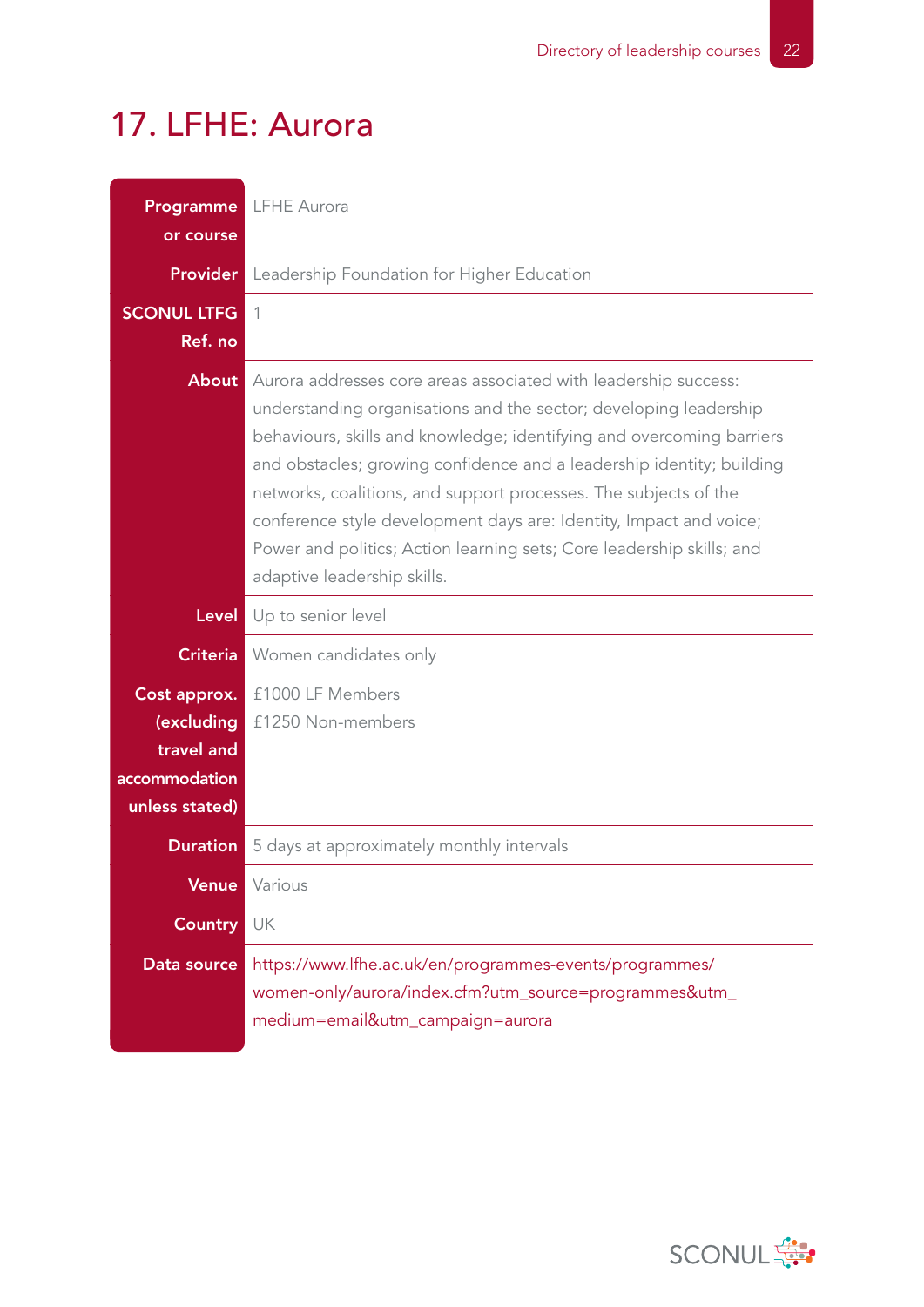# 17. LFHE: Aurora

| | |
|---|---|
| **Programme or course** | LFHE Aurora |
| **Provider** | Leadership Foundation for Higher Education |
| **SCONUL LTFG Ref. no** | 1 |
| **About** | Aurora addresses core areas associated with leadership success: understanding organisations and the sector; developing leadership behaviours, skills and knowledge; identifying and overcoming barriers and obstacles; growing confidence and a leadership identity; building networks, coalitions, and support processes. The subjects of the conference style development days are: Identity, Impact and voice; Power and politics; Action learning sets; Core leadership skills; and adaptive leadership skills. |
| **Level** | Up to senior level |
| **Criteria** | Women candidates only |
| **Cost approx. (excluding travel and accommodation unless stated)** | £1000 LF Members<br>£1250 Non-members |
| **Duration** | 5 days at approximately monthly intervals |
| **Venue** | Various |
| **Country** | UK |
| **Data source** | https://www.lfhe.ac.uk/en/programmes-events/programmes/women-only/aurora/index.cfm?utm_source=programmes&utm_medium=email&utm_campaign=aurora |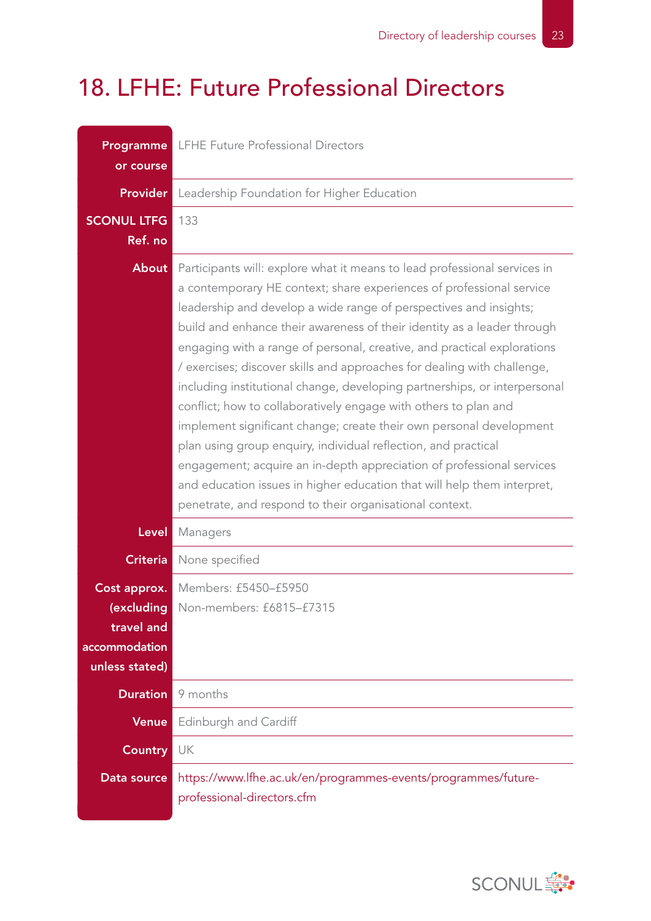# 18. LFHE: Future Professional Directors

| | |
|---|---|
| **Programme or course** | LFHE Future Professional Directors |
| **Provider** | Leadership Foundation for Higher Education |
| **SCONUL LTFG Ref. no** | 133 |
| **About** | Participants will: explore what it means to lead professional services in a contemporary HE context; share experiences of professional service leadership and develop a wide range of perspectives and insights; build and enhance their awareness of their identity as a leader through engaging with a range of personal, creative, and practical explorations / exercises; discover skills and approaches for dealing with challenge, including institutional change, developing partnerships, or interpersonal conflict; how to collaboratively engage with others to plan and implement significant change; create their own personal development plan using group enquiry, individual reflection, and practical engagement; acquire an in-depth appreciation of professional services and education issues in higher education that will help them interpret, penetrate, and respond to their organisational context. |
| **Level** | Managers |
| **Criteria** | None specified |
| **Cost approx. (excluding travel and accommodation unless stated)** | Members: £5450–£5950<br>Non-members: £6815–£7315 |
| **Duration** | 9 months |
| **Venue** | Edinburgh and Cardiff |
| **Country** | UK |
| **Data source** | https://www.lfhe.ac.uk/en/programmes-events/programmes/future-professional-directors.cfm |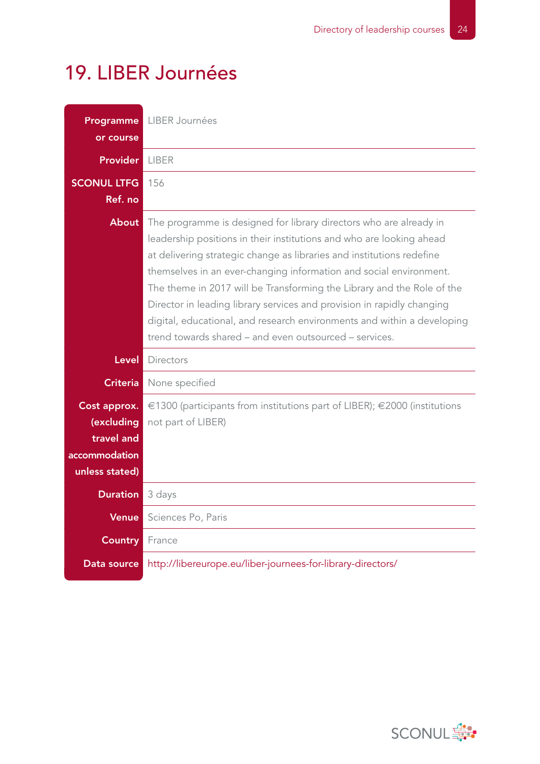# 19. LIBER Journées

| | |
|---|---|
| **Programme or course** | LIBER Journées |
| **Provider** | LIBER |
| **SCONUL LTFG Ref. no** | 156 |
| **About** | The programme is designed for library directors who are already in leadership positions in their institutions and who are looking ahead at delivering strategic change as libraries and institutions redefine themselves in an ever-changing information and social environment. The theme in 2017 will be Transforming the Library and the Role of the Director in leading library services and provision in rapidly changing digital, educational, and research environments and within a developing trend towards shared – and even outsourced – services. |
| **Level** | Directors |
| **Criteria** | None specified |
| **Cost approx. (excluding travel and accommodation unless stated)** | €1300 (participants from institutions part of LIBER); €2000 (institutions not part of LIBER) |
| **Duration** | 3 days |
| **Venue** | Sciences Po, Paris |
| **Country** | France |
| **Data source** | http://libereurope.eu/liber-journees-for-library-directors/ |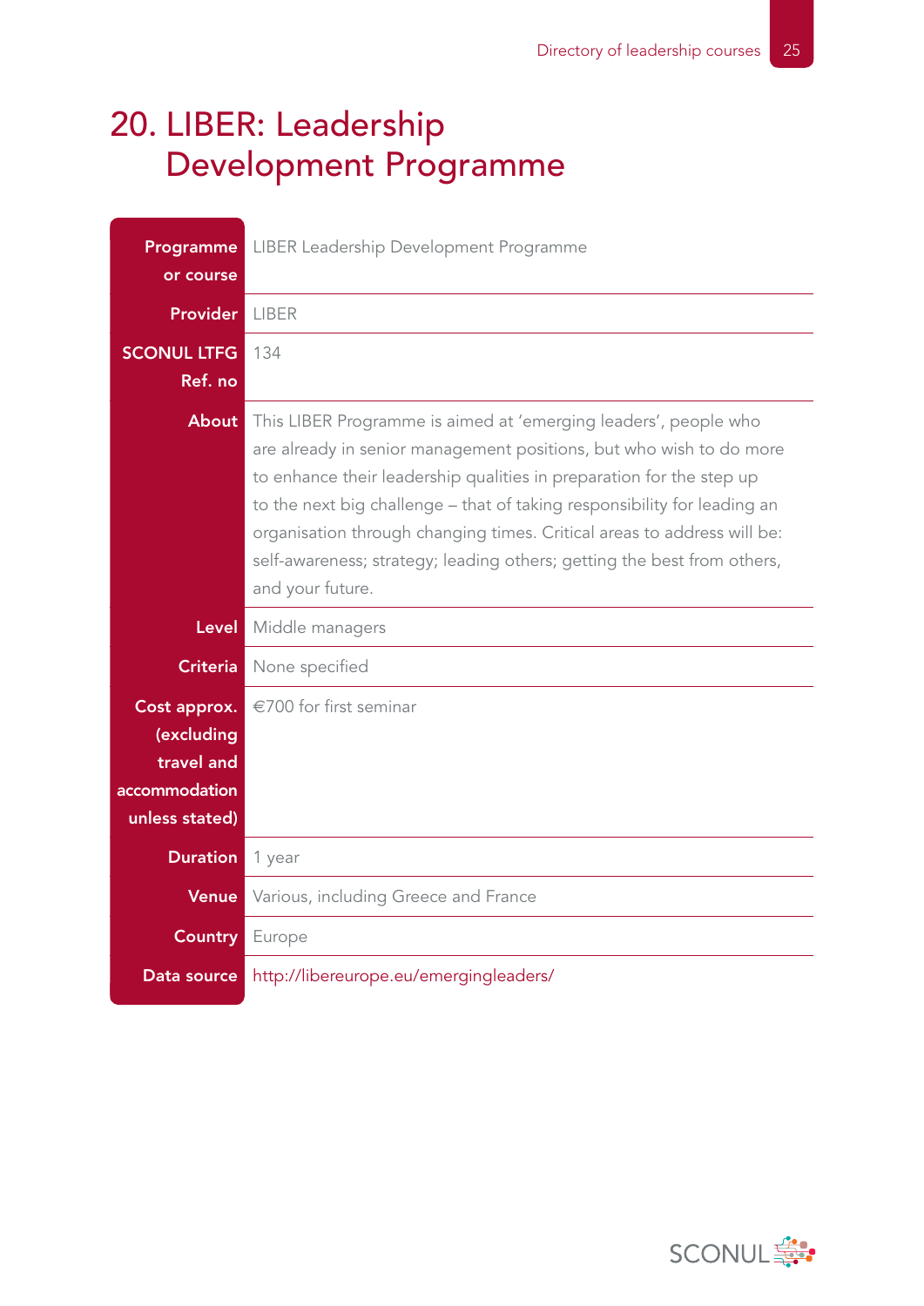# 20. LIBER: Leadership Development Programme

| | |
|---|---|
| **Programme or course** | LIBER Leadership Development Programme |
| **Provider** | LIBER |
| **SCONUL LTFG Ref. no** | 134 |
| **About** | This LIBER Programme is aimed at 'emerging leaders', people who are already in senior management positions, but who wish to do more to enhance their leadership qualities in preparation for the step up to the next big challenge – that of taking responsibility for leading an organisation through changing times. Critical areas to address will be: self-awareness; strategy; leading others; getting the best from others, and your future. |
| **Level** | Middle managers |
| **Criteria** | None specified |
| **Cost approx. (excluding travel and accommodation unless stated)** | €700 for first seminar |
| **Duration** | 1 year |
| **Venue** | Various, including Greece and France |
| **Country** | Europe |
| **Data source** | http://libereurope.eu/emergingleaders/ |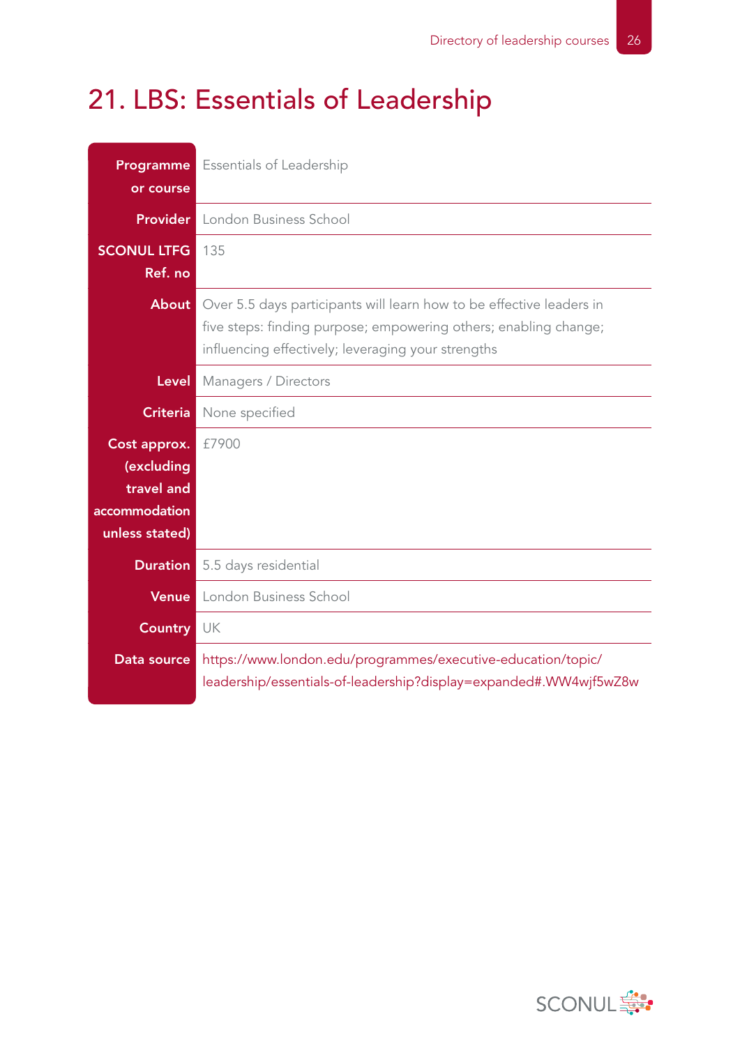# 21. LBS: Essentials of Leadership

| | |
|---|---|
| **Programme or course** | Essentials of Leadership |
| **Provider** | London Business School |
| **SCONUL LTFG Ref. no** | 135 |
| **About** | Over 5.5 days participants will learn how to be effective leaders in five steps: finding purpose; empowering others; enabling change; influencing effectively; leveraging your strengths |
| **Level** | Managers / Directors |
| **Criteria** | None specified |
| **Cost approx. (excluding travel and accommodation unless stated)** | £7900 |
| **Duration** | 5.5 days residential |
| **Venue** | London Business School |
| **Country** | UK |
| **Data source** | https://www.london.edu/programmes/executive-education/topic/leadership/essentials-of-leadership?display=expanded#.WW4wjf5wZ8w |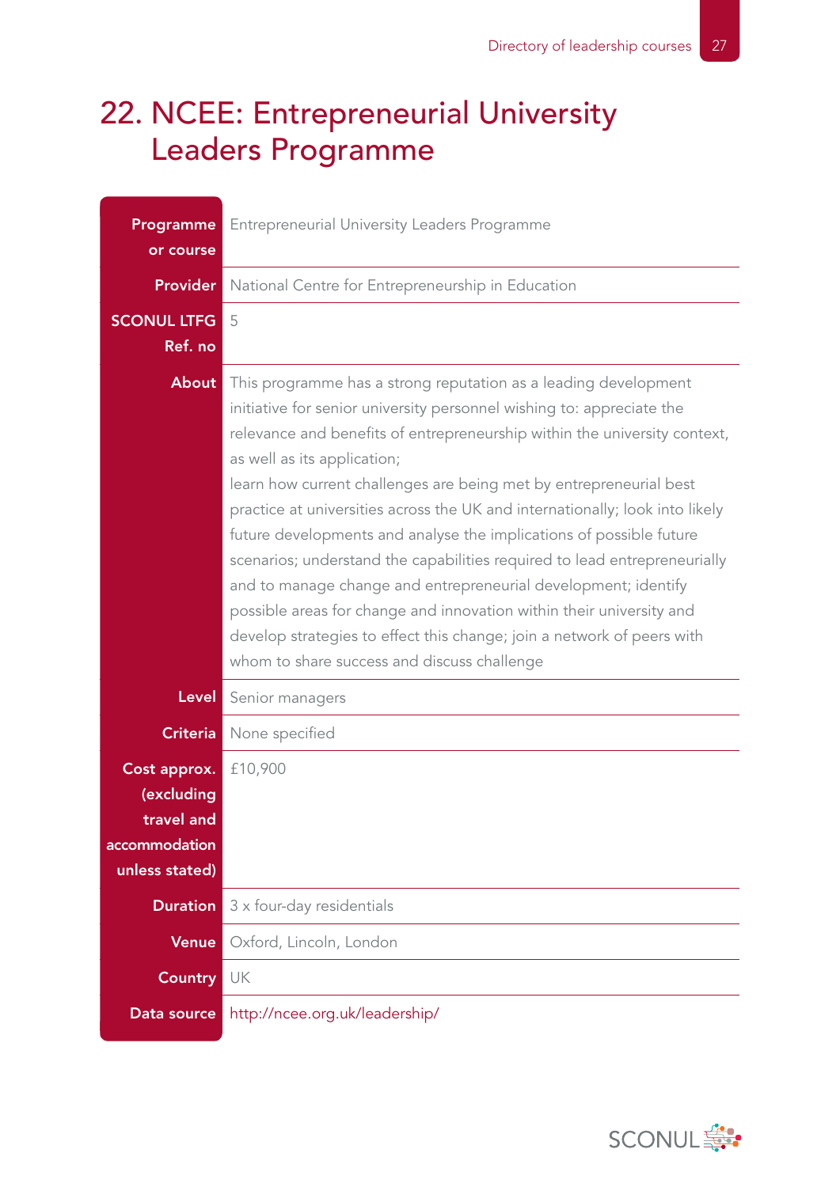# 22. NCEE: Entrepreneurial University Leaders Programme

| | |
|---|---|
| **Programme or course** | Entrepreneurial University Leaders Programme |
| **Provider** | National Centre for Entrepreneurship in Education |
| **SCONUL LTFG Ref. no** | 5 |
| **About** | This programme has a strong reputation as a leading development initiative for senior university personnel wishing to: appreciate the relevance and benefits of entrepreneurship within the university context, as well as its application; learn how current challenges are being met by entrepreneurial best practice at universities across the UK and internationally; look into likely future developments and analyse the implications of possible future scenarios; understand the capabilities required to lead entrepreneurially and to manage change and entrepreneurial development; identify possible areas for change and innovation within their university and develop strategies to effect this change; join a network of peers with whom to share success and discuss challenge |
| **Level** | Senior managers |
| **Criteria** | None specified |
| **Cost approx. (excluding travel and accommodation unless stated)** | £10,900 |
| **Duration** | 3 x four-day residentials |
| **Venue** | Oxford, Lincoln, London |
| **Country** | UK |
| **Data source** | http://ncee.org.uk/leadership/ |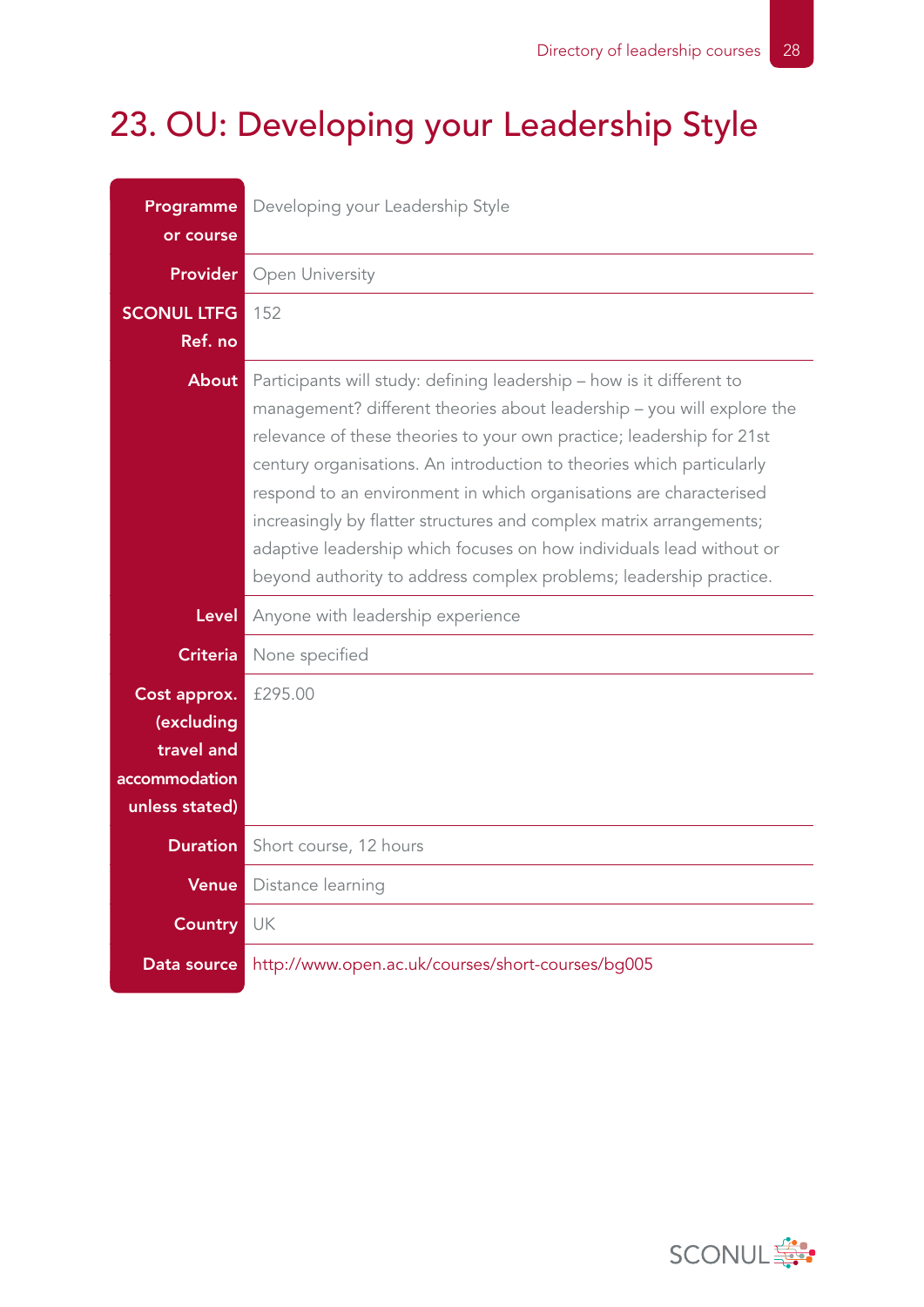# 23. OU: Developing your Leadership Style

| | |
|---|---|
| **Programme or course** | Developing your Leadership Style |
| **Provider** | Open University |
| **SCONUL LTFG Ref. no** | 152 |
| **About** | Participants will study: defining leadership – how is it different to management? different theories about leadership – you will explore the relevance of these theories to your own practice; leadership for 21st century organisations. An introduction to theories which particularly respond to an environment in which organisations are characterised increasingly by flatter structures and complex matrix arrangements; adaptive leadership which focuses on how individuals lead without or beyond authority to address complex problems; leadership practice. |
| **Level** | Anyone with leadership experience |
| **Criteria** | None specified |
| **Cost approx. (excluding travel and accommodation unless stated)** | £295.00 |
| **Duration** | Short course, 12 hours |
| **Venue** | Distance learning |
| **Country** | UK |
| **Data source** | http://www.open.ac.uk/courses/short-courses/bg005 |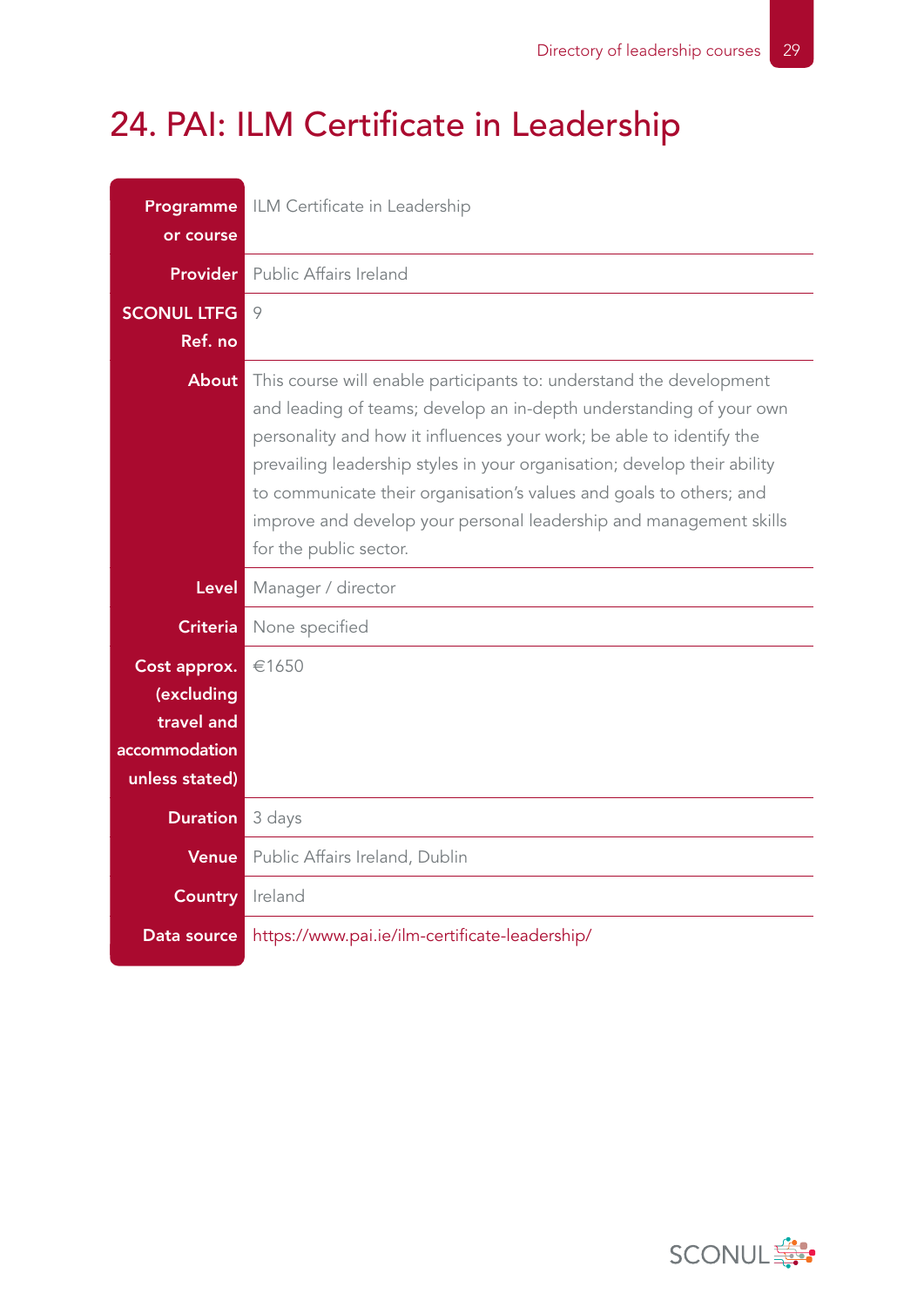# 24. PAI: ILM Certificate in Leadership

| | |
|---|---|
| **Programme or course** | ILM Certificate in Leadership |
| **Provider** | Public Affairs Ireland |
| **SCONUL LTFG Ref. no** | 9 |
| **About** | This course will enable participants to: understand the development and leading of teams; develop an in-depth understanding of your own personality and how it influences your work; be able to identify the prevailing leadership styles in your organisation; develop their ability to communicate their organisation's values and goals to others; and improve and develop your personal leadership and management skills for the public sector. |
| **Level** | Manager / director |
| **Criteria** | None specified |
| **Cost approx. (excluding travel and accommodation unless stated)** | €1650 |
| **Duration** | 3 days |
| **Venue** | Public Affairs Ireland, Dublin |
| **Country** | Ireland |
| **Data source** | https://www.pai.ie/ilm-certificate-leadership/ |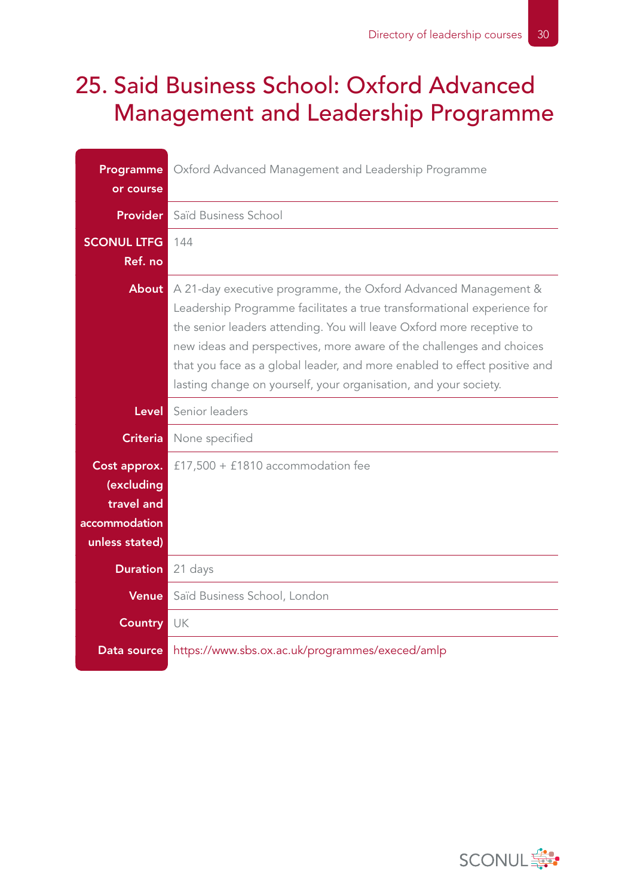# 25. Said Business School: Oxford Advanced Management and Leadership Programme

| | |
|---|---|
| **Programme or course** | Oxford Advanced Management and Leadership Programme |
| **Provider** | Saïd Business School |
| **SCONUL LTFG Ref. no** | 144 |
| **About** | A 21-day executive programme, the Oxford Advanced Management & Leadership Programme facilitates a true transformational experience for the senior leaders attending. You will leave Oxford more receptive to new ideas and perspectives, more aware of the challenges and choices that you face as a global leader, and more enabled to effect positive and lasting change on yourself, your organisation, and your society. |
| **Level** | Senior leaders |
| **Criteria** | None specified |
| **Cost approx. (excluding travel and accommodation unless stated)** | £17,500 + £1810 accommodation fee |
| **Duration** | 21 days |
| **Venue** | Saïd Business School, London |
| **Country** | UK |
| **Data source** | https://www.sbs.ox.ac.uk/programmes/execed/amlp |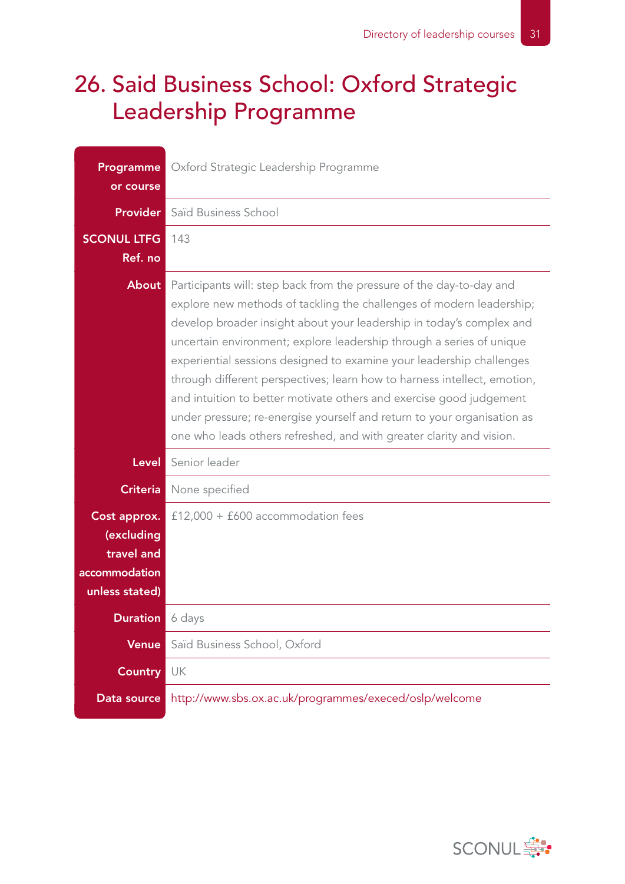# 26. Said Business School: Oxford Strategic Leadership Programme

| | |
|---|---|
| **Programme or course** | Oxford Strategic Leadership Programme |
| **Provider** | Saïd Business School |
| **SCONUL LTFG Ref. no** | 143 |
| **About** | Participants will: step back from the pressure of the day-to-day and explore new methods of tackling the challenges of modern leadership; develop broader insight about your leadership in today's complex and uncertain environment; explore leadership through a series of unique experiential sessions designed to examine your leadership challenges through different perspectives; learn how to harness intellect, emotion, and intuition to better motivate others and exercise good judgement under pressure; re-energise yourself and return to your organisation as one who leads others refreshed, and with greater clarity and vision. |
| **Level** | Senior leader |
| **Criteria** | None specified |
| **Cost approx. (excluding travel and accommodation unless stated)** | £12,000 + £600 accommodation fees |
| **Duration** | 6 days |
| **Venue** | Saïd Business School, Oxford |
| **Country** | UK |
| **Data source** | http://www.sbs.ox.ac.uk/programmes/execed/oslp/welcome |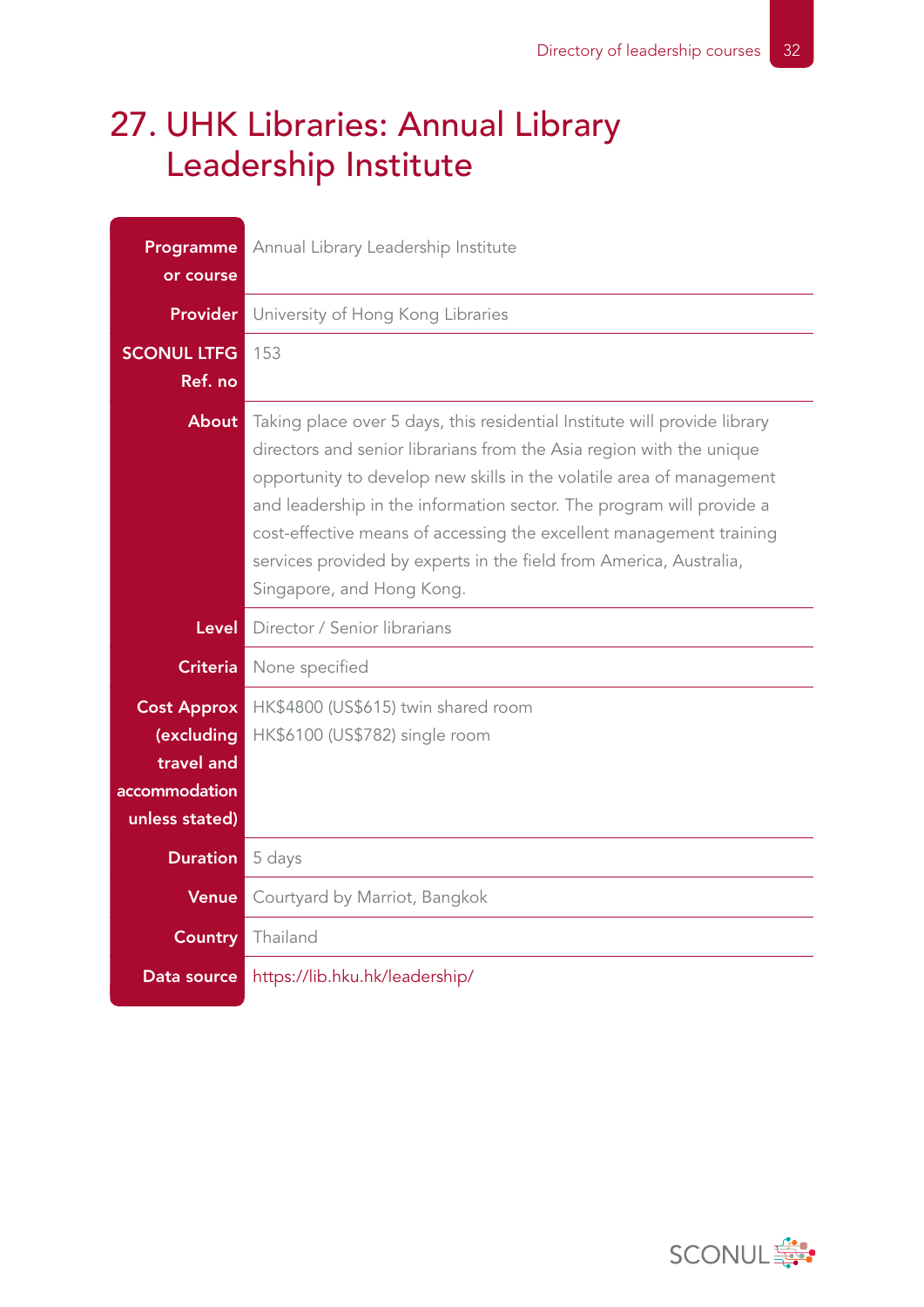# 27. UHK Libraries: Annual Library Leadership Institute

| | |
|---|---|
| **Programme or course** | Annual Library Leadership Institute |
| **Provider** | University of Hong Kong Libraries |
| **SCONUL LTFG Ref. no** | 153 |
| **About** | Taking place over 5 days, this residential Institute will provide library directors and senior librarians from the Asia region with the unique opportunity to develop new skills in the volatile area of management and leadership in the information sector. The program will provide a cost-effective means of accessing the excellent management training services provided by experts in the field from America, Australia, Singapore, and Hong Kong. |
| **Level** | Director / Senior librarians |
| **Criteria** | None specified |
| **Cost Approx (excluding travel and accommodation unless stated)** | HK$4800 (US$615) twin shared room<br>HK$6100 (US$782) single room |
| **Duration** | 5 days |
| **Venue** | Courtyard by Marriot, Bangkok |
| **Country** | Thailand |
| **Data source** | https://lib.hku.hk/leadership/ |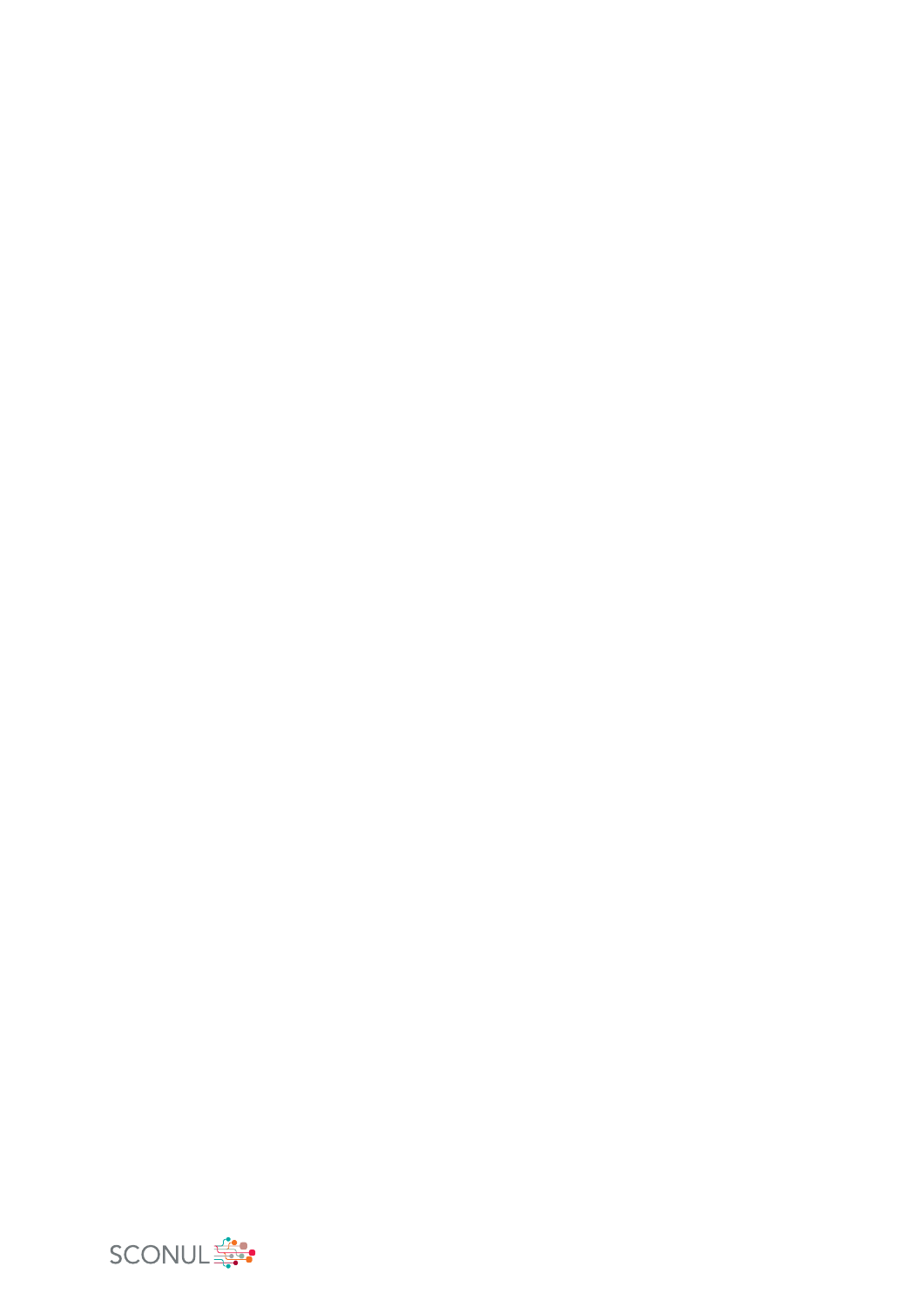SCONUL